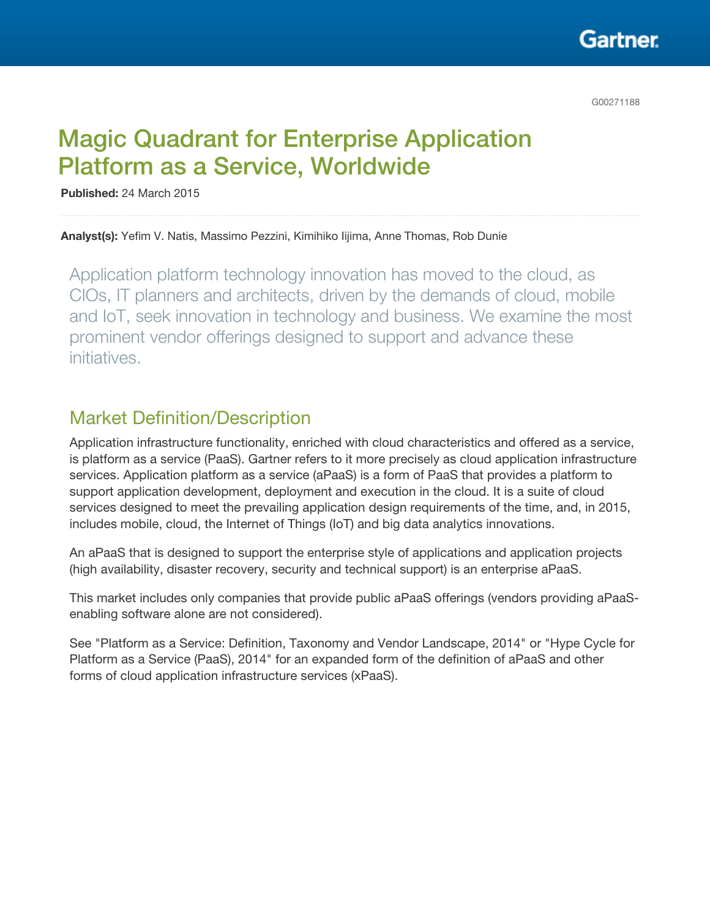G00271188

# Magic Quadrant for Enterprise Application Platform as a Service, Worldwide

**Published:** 24 March 2015

**Analyst(s):** Yefim V. Natis, Massimo Pezzini, Kimihiko Iijima, Anne Thomas, Rob Dunie

Application platform technology innovation has moved to the cloud, as CIOs, IT planners and architects, driven by the demands of cloud, mobile and IoT, seek innovation in technology and business. We examine the most prominent vendor offerings designed to support and advance these initiatives.

## Market Definition/Description

Application infrastructure functionality, enriched with cloud characteristics and offered as a service, is platform as a service (PaaS). Gartner refers to it more precisely as cloud application infrastructure services. Application platform as a service (aPaaS) is a form of PaaS that provides a platform to support application development, deployment and execution in the cloud. It is a suite of cloud services designed to meet the prevailing application design requirements of the time, and, in 2015, includes mobile, cloud, the Internet of Things (IoT) and big data analytics innovations.

An aPaaS that is designed to support the enterprise style of applications and application projects (high availability, disaster recovery, security and technical support) is an enterprise aPaaS.

This market includes only companies that provide public aPaaS offerings (vendors providing aPaaS-enabling software alone are not considered).

See "Platform as a Service: Definition, Taxonomy and Vendor Landscape, 2014" or "Hype Cycle for Platform as a Service (PaaS), 2014" for an expanded form of the definition of aPaaS and other forms of cloud application infrastructure services (xPaaS).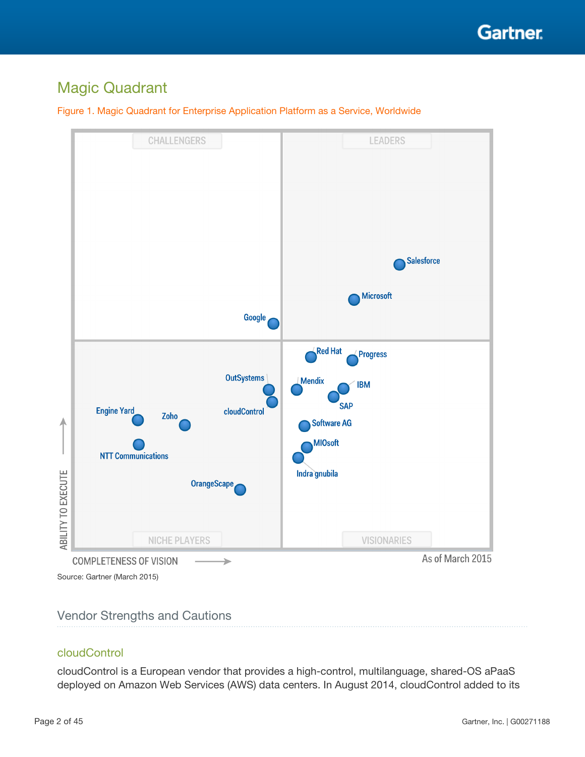## Magic Quadrant

Figure 1. Magic Quadrant for Enterprise Application Platform as a Service, Worldwide

Source: Gartner (March 2015)

### Vendor Strengths and Cautions

#### cloudControl

cloudControl is a European vendor that provides a high-control, multilanguage, shared-OS aPaaS deployed on Amazon Web Services (AWS) data centers. In August 2014, cloudControl added to its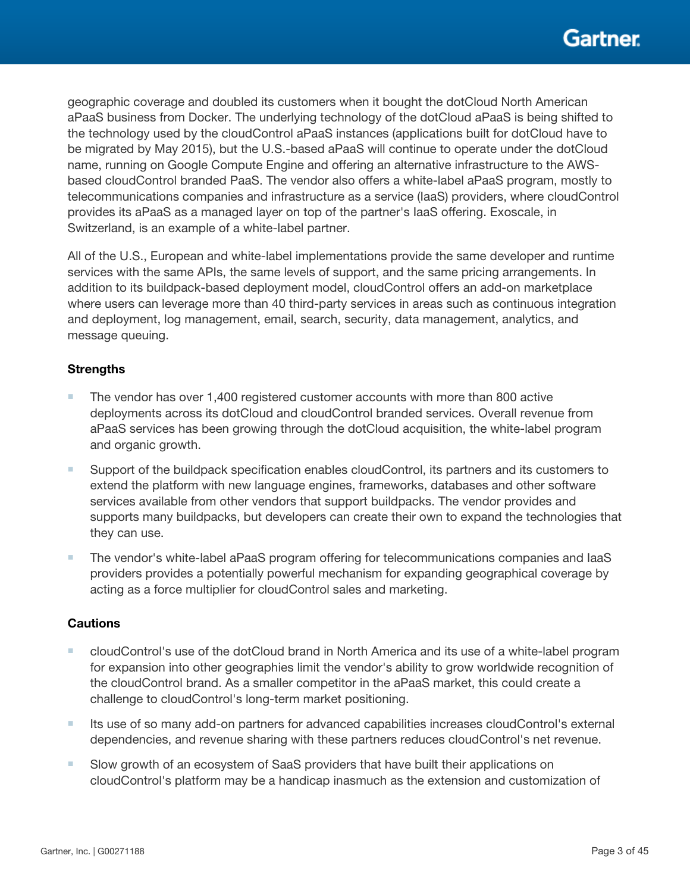geographic coverage and doubled its customers when it bought the dotCloud North American aPaaS business from Docker. The underlying technology of the dotCloud aPaaS is being shifted to the technology used by the cloudControl aPaaS instances (applications built for dotCloud have to be migrated by May 2015), but the U.S.-based aPaaS will continue to operate under the dotCloud name, running on Google Compute Engine and offering an alternative infrastructure to the AWS-based cloudControl branded PaaS. The vendor also offers a white-label aPaaS program, mostly to telecommunications companies and infrastructure as a service (IaaS) providers, where cloudControl provides its aPaaS as a managed layer on top of the partner's IaaS offering. Exoscale, in Switzerland, is an example of a white-label partner.

All of the U.S., European and white-label implementations provide the same developer and runtime services with the same APIs, the same levels of support, and the same pricing arrangements. In addition to its buildpack-based deployment model, cloudControl offers an add-on marketplace where users can leverage more than 40 third-party services in areas such as continuous integration and deployment, log management, email, search, security, data management, analytics, and message queuing.

**Strengths**

- The vendor has over 1,400 registered customer accounts with more than 800 active deployments across its dotCloud and cloudControl branded services. Overall revenue from aPaaS services has been growing through the dotCloud acquisition, the white-label program and organic growth.
- Support of the buildpack specification enables cloudControl, its partners and its customers to extend the platform with new language engines, frameworks, databases and other software services available from other vendors that support buildpacks. The vendor provides and supports many buildpacks, but developers can create their own to expand the technologies that they can use.
- The vendor's white-label aPaaS program offering for telecommunications companies and IaaS providers provides a potentially powerful mechanism for expanding geographical coverage by acting as a force multiplier for cloudControl sales and marketing.

**Cautions**

- cloudControl's use of the dotCloud brand in North America and its use of a white-label program for expansion into other geographies limit the vendor's ability to grow worldwide recognition of the cloudControl brand. As a smaller competitor in the aPaaS market, this could create a challenge to cloudControl's long-term market positioning.
- Its use of so many add-on partners for advanced capabilities increases cloudControl's external dependencies, and revenue sharing with these partners reduces cloudControl's net revenue.
- Slow growth of an ecosystem of SaaS providers that have built their applications on cloudControl's platform may be a handicap inasmuch as the extension and customization of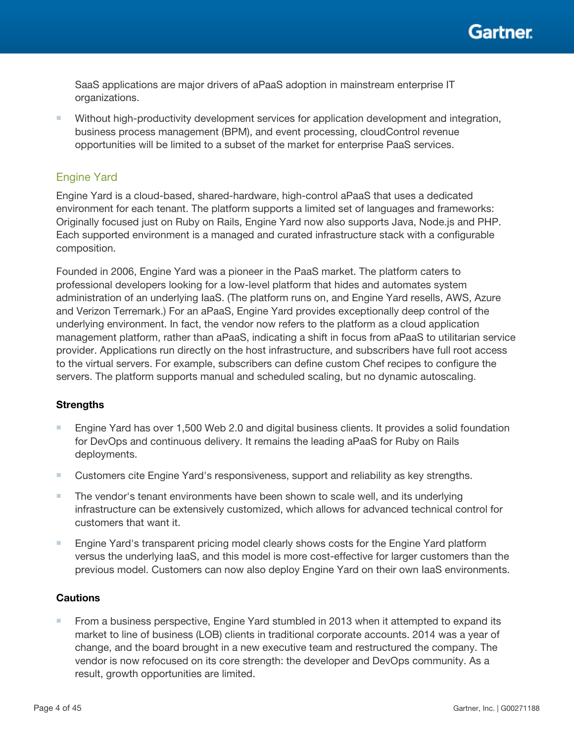SaaS applications are major drivers of aPaaS adoption in mainstream enterprise IT organizations.

- Without high-productivity development services for application development and integration, business process management (BPM), and event processing, cloudControl revenue opportunities will be limited to a subset of the market for enterprise PaaS services.

### Engine Yard

Engine Yard is a cloud-based, shared-hardware, high-control aPaaS that uses a dedicated environment for each tenant. The platform supports a limited set of languages and frameworks: Originally focused just on Ruby on Rails, Engine Yard now also supports Java, Node.js and PHP. Each supported environment is a managed and curated infrastructure stack with a configurable composition.

Founded in 2006, Engine Yard was a pioneer in the PaaS market. The platform caters to professional developers looking for a low-level platform that hides and automates system administration of an underlying IaaS. (The platform runs on, and Engine Yard resells, AWS, Azure and Verizon Terremark.) For an aPaaS, Engine Yard provides exceptionally deep control of the underlying environment. In fact, the vendor now refers to the platform as a cloud application management platform, rather than aPaaS, indicating a shift in focus from aPaaS to utilitarian service provider. Applications run directly on the host infrastructure, and subscribers have full root access to the virtual servers. For example, subscribers can define custom Chef recipes to configure the servers. The platform supports manual and scheduled scaling, but no dynamic autoscaling.

#### Strengths

- Engine Yard has over 1,500 Web 2.0 and digital business clients. It provides a solid foundation for DevOps and continuous delivery. It remains the leading aPaaS for Ruby on Rails deployments.
- Customers cite Engine Yard's responsiveness, support and reliability as key strengths.
- The vendor's tenant environments have been shown to scale well, and its underlying infrastructure can be extensively customized, which allows for advanced technical control for customers that want it.
- Engine Yard's transparent pricing model clearly shows costs for the Engine Yard platform versus the underlying IaaS, and this model is more cost-effective for larger customers than the previous model. Customers can now also deploy Engine Yard on their own IaaS environments.

#### Cautions

- From a business perspective, Engine Yard stumbled in 2013 when it attempted to expand its market to line of business (LOB) clients in traditional corporate accounts. 2014 was a year of change, and the board brought in a new executive team and restructured the company. The vendor is now refocused on its core strength: the developer and DevOps community. As a result, growth opportunities are limited.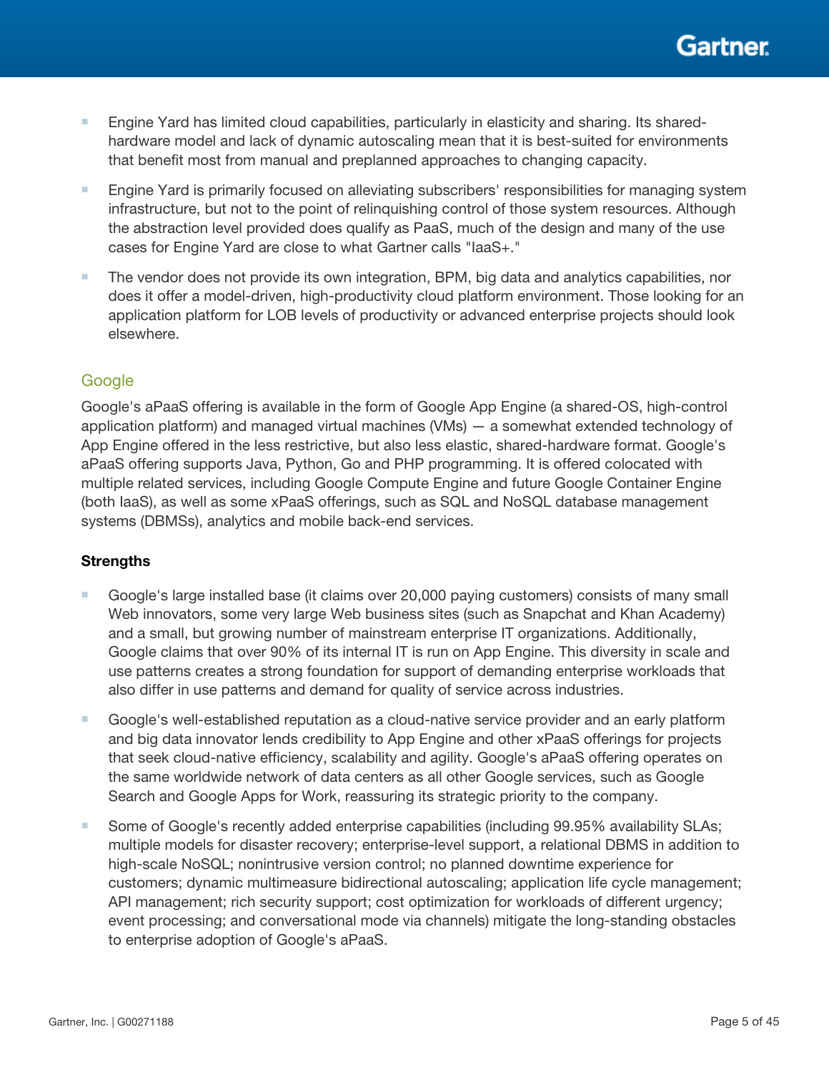- Engine Yard has limited cloud capabilities, particularly in elasticity and sharing. Its shared-hardware model and lack of dynamic autoscaling mean that it is best-suited for environments that benefit most from manual and preplanned approaches to changing capacity.
- Engine Yard is primarily focused on alleviating subscribers' responsibilities for managing system infrastructure, but not to the point of relinquishing control of those system resources. Although the abstraction level provided does qualify as PaaS, much of the design and many of the use cases for Engine Yard are close to what Gartner calls "IaaS+."
- The vendor does not provide its own integration, BPM, big data and analytics capabilities, nor does it offer a model-driven, high-productivity cloud platform environment. Those looking for an application platform for LOB levels of productivity or advanced enterprise projects should look elsewhere.

### Google

Google's aPaaS offering is available in the form of Google App Engine (a shared-OS, high-control application platform) and managed virtual machines (VMs) — a somewhat extended technology of App Engine offered in the less restrictive, but also less elastic, shared-hardware format. Google's aPaaS offering supports Java, Python, Go and PHP programming. It is offered colocated with multiple related services, including Google Compute Engine and future Google Container Engine (both IaaS), as well as some xPaaS offerings, such as SQL and NoSQL database management systems (DBMSs), analytics and mobile back-end services.

**Strengths**

- Google's large installed base (it claims over 20,000 paying customers) consists of many small Web innovators, some very large Web business sites (such as Snapchat and Khan Academy) and a small, but growing number of mainstream enterprise IT organizations. Additionally, Google claims that over 90% of its internal IT is run on App Engine. This diversity in scale and use patterns creates a strong foundation for support of demanding enterprise workloads that also differ in use patterns and demand for quality of service across industries.
- Google's well-established reputation as a cloud-native service provider and an early platform and big data innovator lends credibility to App Engine and other xPaaS offerings for projects that seek cloud-native efficiency, scalability and agility. Google's aPaaS offering operates on the same worldwide network of data centers as all other Google services, such as Google Search and Google Apps for Work, reassuring its strategic priority to the company.
- Some of Google's recently added enterprise capabilities (including 99.95% availability SLAs; multiple models for disaster recovery; enterprise-level support, a relational DBMS in addition to high-scale NoSQL; nonintrusive version control; no planned downtime experience for customers; dynamic multimeasure bidirectional autoscaling; application life cycle management; API management; rich security support; cost optimization for workloads of different urgency; event processing; and conversational mode via channels) mitigate the long-standing obstacles to enterprise adoption of Google's aPaaS.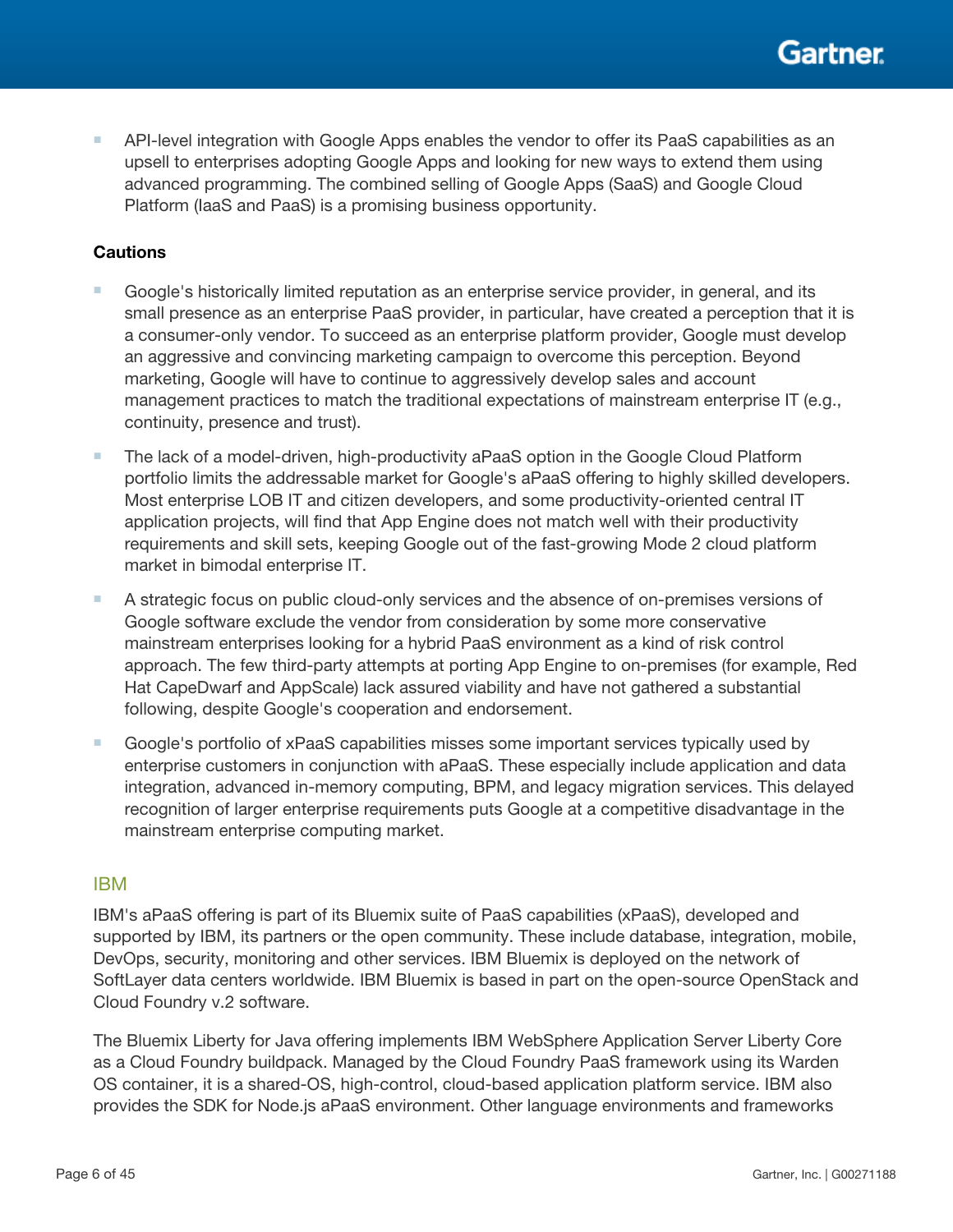- API-level integration with Google Apps enables the vendor to offer its PaaS capabilities as an upsell to enterprises adopting Google Apps and looking for new ways to extend them using advanced programming. The combined selling of Google Apps (SaaS) and Google Cloud Platform (IaaS and PaaS) is a promising business opportunity.

**Cautions**

- Google's historically limited reputation as an enterprise service provider, in general, and its small presence as an enterprise PaaS provider, in particular, have created a perception that it is a consumer-only vendor. To succeed as an enterprise platform provider, Google must develop an aggressive and convincing marketing campaign to overcome this perception. Beyond marketing, Google will have to continue to aggressively develop sales and account management practices to match the traditional expectations of mainstream enterprise IT (e.g., continuity, presence and trust).
- The lack of a model-driven, high-productivity aPaaS option in the Google Cloud Platform portfolio limits the addressable market for Google's aPaaS offering to highly skilled developers. Most enterprise LOB IT and citizen developers, and some productivity-oriented central IT application projects, will find that App Engine does not match well with their productivity requirements and skill sets, keeping Google out of the fast-growing Mode 2 cloud platform market in bimodal enterprise IT.
- A strategic focus on public cloud-only services and the absence of on-premises versions of Google software exclude the vendor from consideration by some more conservative mainstream enterprises looking for a hybrid PaaS environment as a kind of risk control approach. The few third-party attempts at porting App Engine to on-premises (for example, Red Hat CapeDwarf and AppScale) lack assured viability and have not gathered a substantial following, despite Google's cooperation and endorsement.
- Google's portfolio of xPaaS capabilities misses some important services typically used by enterprise customers in conjunction with aPaaS. These especially include application and data integration, advanced in-memory computing, BPM, and legacy migration services. This delayed recognition of larger enterprise requirements puts Google at a competitive disadvantage in the mainstream enterprise computing market.

### IBM

IBM's aPaaS offering is part of its Bluemix suite of PaaS capabilities (xPaaS), developed and supported by IBM, its partners or the open community. These include database, integration, mobile, DevOps, security, monitoring and other services. IBM Bluemix is deployed on the network of SoftLayer data centers worldwide. IBM Bluemix is based in part on the open-source OpenStack and Cloud Foundry v.2 software.

The Bluemix Liberty for Java offering implements IBM WebSphere Application Server Liberty Core as a Cloud Foundry buildpack. Managed by the Cloud Foundry PaaS framework using its Warden OS container, it is a shared-OS, high-control, cloud-based application platform service. IBM also provides the SDK for Node.js aPaaS environment. Other language environments and frameworks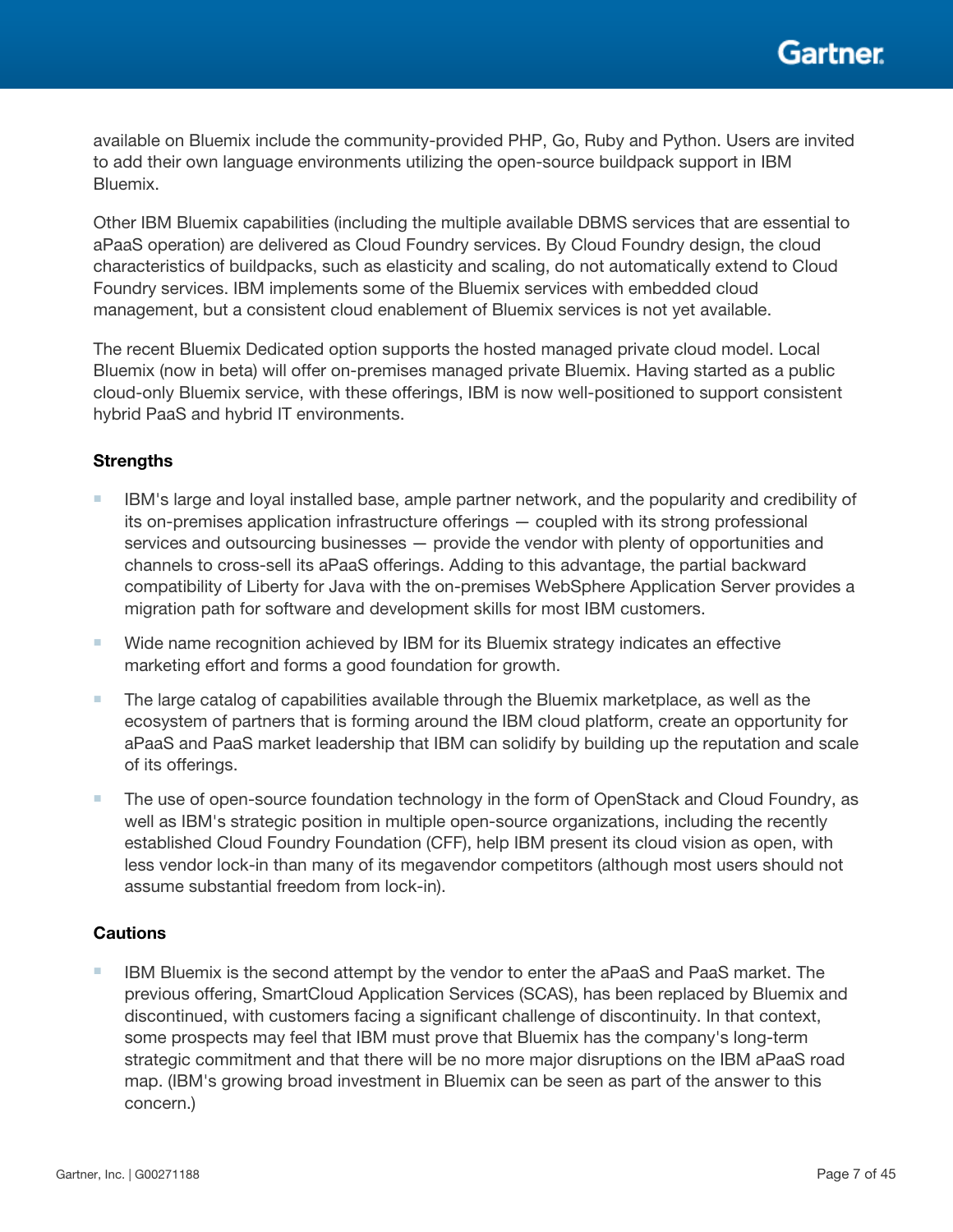available on Bluemix include the community-provided PHP, Go, Ruby and Python. Users are invited to add their own language environments utilizing the open-source buildpack support in IBM Bluemix.

Other IBM Bluemix capabilities (including the multiple available DBMS services that are essential to aPaaS operation) are delivered as Cloud Foundry services. By Cloud Foundry design, the cloud characteristics of buildpacks, such as elasticity and scaling, do not automatically extend to Cloud Foundry services. IBM implements some of the Bluemix services with embedded cloud management, but a consistent cloud enablement of Bluemix services is not yet available.

The recent Bluemix Dedicated option supports the hosted managed private cloud model. Local Bluemix (now in beta) will offer on-premises managed private Bluemix. Having started as a public cloud-only Bluemix service, with these offerings, IBM is now well-positioned to support consistent hybrid PaaS and hybrid IT environments.

**Strengths**

- IBM's large and loyal installed base, ample partner network, and the popularity and credibility of its on-premises application infrastructure offerings — coupled with its strong professional services and outsourcing businesses — provide the vendor with plenty of opportunities and channels to cross-sell its aPaaS offerings. Adding to this advantage, the partial backward compatibility of Liberty for Java with the on-premises WebSphere Application Server provides a migration path for software and development skills for most IBM customers.
- Wide name recognition achieved by IBM for its Bluemix strategy indicates an effective marketing effort and forms a good foundation for growth.
- The large catalog of capabilities available through the Bluemix marketplace, as well as the ecosystem of partners that is forming around the IBM cloud platform, create an opportunity for aPaaS and PaaS market leadership that IBM can solidify by building up the reputation and scale of its offerings.
- The use of open-source foundation technology in the form of OpenStack and Cloud Foundry, as well as IBM's strategic position in multiple open-source organizations, including the recently established Cloud Foundry Foundation (CFF), help IBM present its cloud vision as open, with less vendor lock-in than many of its megavendor competitors (although most users should not assume substantial freedom from lock-in).

**Cautions**

- IBM Bluemix is the second attempt by the vendor to enter the aPaaS and PaaS market. The previous offering, SmartCloud Application Services (SCAS), has been replaced by Bluemix and discontinued, with customers facing a significant challenge of discontinuity. In that context, some prospects may feel that IBM must prove that Bluemix has the company's long-term strategic commitment and that there will be no more major disruptions on the IBM aPaaS road map. (IBM's growing broad investment in Bluemix can be seen as part of the answer to this concern.)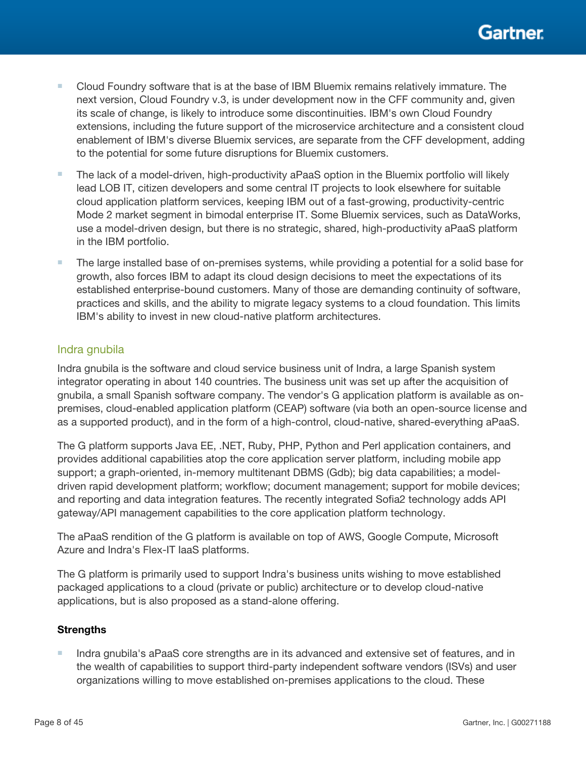- Cloud Foundry software that is at the base of IBM Bluemix remains relatively immature. The next version, Cloud Foundry v.3, is under development now in the CFF community and, given its scale of change, is likely to introduce some discontinuities. IBM's own Cloud Foundry extensions, including the future support of the microservice architecture and a consistent cloud enablement of IBM's diverse Bluemix services, are separate from the CFF development, adding to the potential for some future disruptions for Bluemix customers.
- The lack of a model-driven, high-productivity aPaaS option in the Bluemix portfolio will likely lead LOB IT, citizen developers and some central IT projects to look elsewhere for suitable cloud application platform services, keeping IBM out of a fast-growing, productivity-centric Mode 2 market segment in bimodal enterprise IT. Some Bluemix services, such as DataWorks, use a model-driven design, but there is no strategic, shared, high-productivity aPaaS platform in the IBM portfolio.
- The large installed base of on-premises systems, while providing a potential for a solid base for growth, also forces IBM to adapt its cloud design decisions to meet the expectations of its established enterprise-bound customers. Many of those are demanding continuity of software, practices and skills, and the ability to migrate legacy systems to a cloud foundation. This limits IBM's ability to invest in new cloud-native platform architectures.

### Indra gnubila

Indra gnubila is the software and cloud service business unit of Indra, a large Spanish system integrator operating in about 140 countries. The business unit was set up after the acquisition of gnubila, a small Spanish software company. The vendor's G application platform is available as on-premises, cloud-enabled application platform (CEAP) software (via both an open-source license and as a supported product), and in the form of a high-control, cloud-native, shared-everything aPaaS.

The G platform supports Java EE, .NET, Ruby, PHP, Python and Perl application containers, and provides additional capabilities atop the core application server platform, including mobile app support; a graph-oriented, in-memory multitenant DBMS (Gdb); big data capabilities; a model-driven rapid development platform; workflow; document management; support for mobile devices; and reporting and data integration features. The recently integrated Sofia2 technology adds API gateway/API management capabilities to the core application platform technology.

The aPaaS rendition of the G platform is available on top of AWS, Google Compute, Microsoft Azure and Indra's Flex-IT IaaS platforms.

The G platform is primarily used to support Indra's business units wishing to move established packaged applications to a cloud (private or public) architecture or to develop cloud-native applications, but is also proposed as a stand-alone offering.

#### Strengths

- Indra gnubila's aPaaS core strengths are in its advanced and extensive set of features, and in the wealth of capabilities to support third-party independent software vendors (ISVs) and user organizations willing to move established on-premises applications to the cloud. These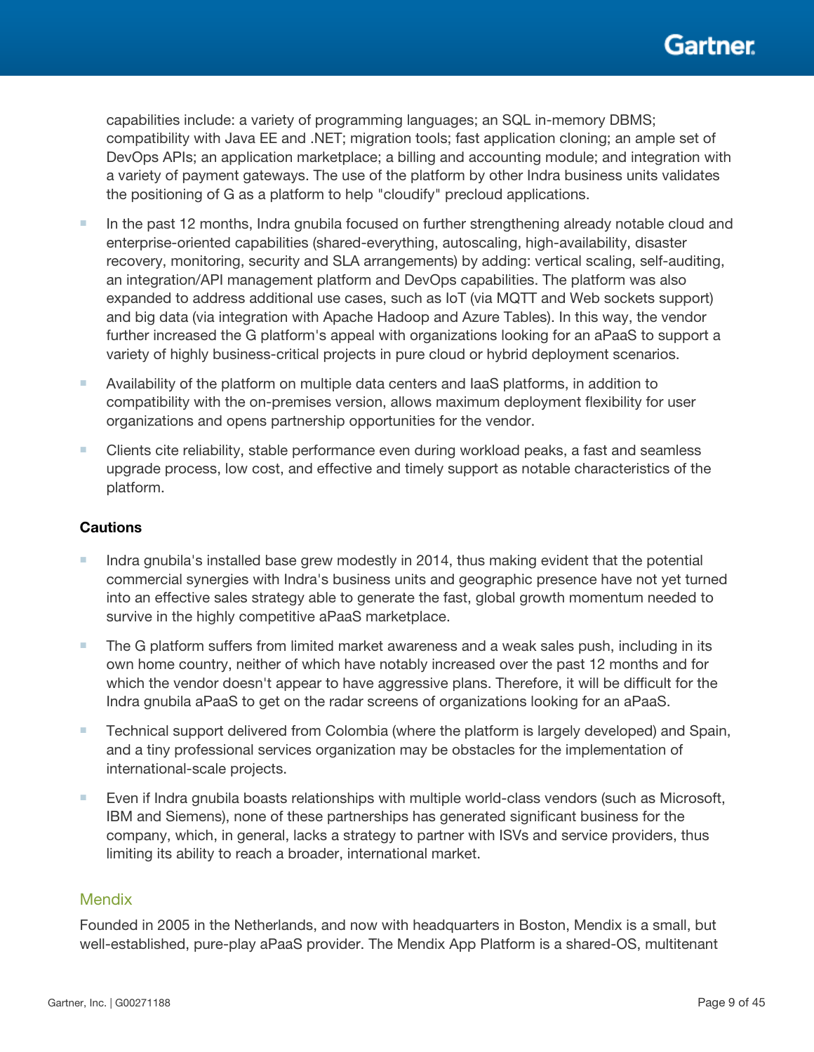capabilities include: a variety of programming languages; an SQL in-memory DBMS; compatibility with Java EE and .NET; migration tools; fast application cloning; an ample set of DevOps APIs; an application marketplace; a billing and accounting module; and integration with a variety of payment gateways. The use of the platform by other Indra business units validates the positioning of G as a platform to help "cloudify" precloud applications.

- In the past 12 months, Indra gnubila focused on further strengthening already notable cloud and enterprise-oriented capabilities (shared-everything, autoscaling, high-availability, disaster recovery, monitoring, security and SLA arrangements) by adding: vertical scaling, self-auditing, an integration/API management platform and DevOps capabilities. The platform was also expanded to address additional use cases, such as IoT (via MQTT and Web sockets support) and big data (via integration with Apache Hadoop and Azure Tables). In this way, the vendor further increased the G platform's appeal with organizations looking for an aPaaS to support a variety of highly business-critical projects in pure cloud or hybrid deployment scenarios.
- Availability of the platform on multiple data centers and IaaS platforms, in addition to compatibility with the on-premises version, allows maximum deployment flexibility for user organizations and opens partnership opportunities for the vendor.
- Clients cite reliability, stable performance even during workload peaks, a fast and seamless upgrade process, low cost, and effective and timely support as notable characteristics of the platform.

#### Cautions

- Indra gnubila's installed base grew modestly in 2014, thus making evident that the potential commercial synergies with Indra's business units and geographic presence have not yet turned into an effective sales strategy able to generate the fast, global growth momentum needed to survive in the highly competitive aPaaS marketplace.
- The G platform suffers from limited market awareness and a weak sales push, including in its own home country, neither of which have notably increased over the past 12 months and for which the vendor doesn't appear to have aggressive plans. Therefore, it will be difficult for the Indra gnubila aPaaS to get on the radar screens of organizations looking for an aPaaS.
- Technical support delivered from Colombia (where the platform is largely developed) and Spain, and a tiny professional services organization may be obstacles for the implementation of international-scale projects.
- Even if Indra gnubila boasts relationships with multiple world-class vendors (such as Microsoft, IBM and Siemens), none of these partnerships has generated significant business for the company, which, in general, lacks a strategy to partner with ISVs and service providers, thus limiting its ability to reach a broader, international market.

### Mendix

Founded in 2005 in the Netherlands, and now with headquarters in Boston, Mendix is a small, but well-established, pure-play aPaaS provider. The Mendix App Platform is a shared-OS, multitenant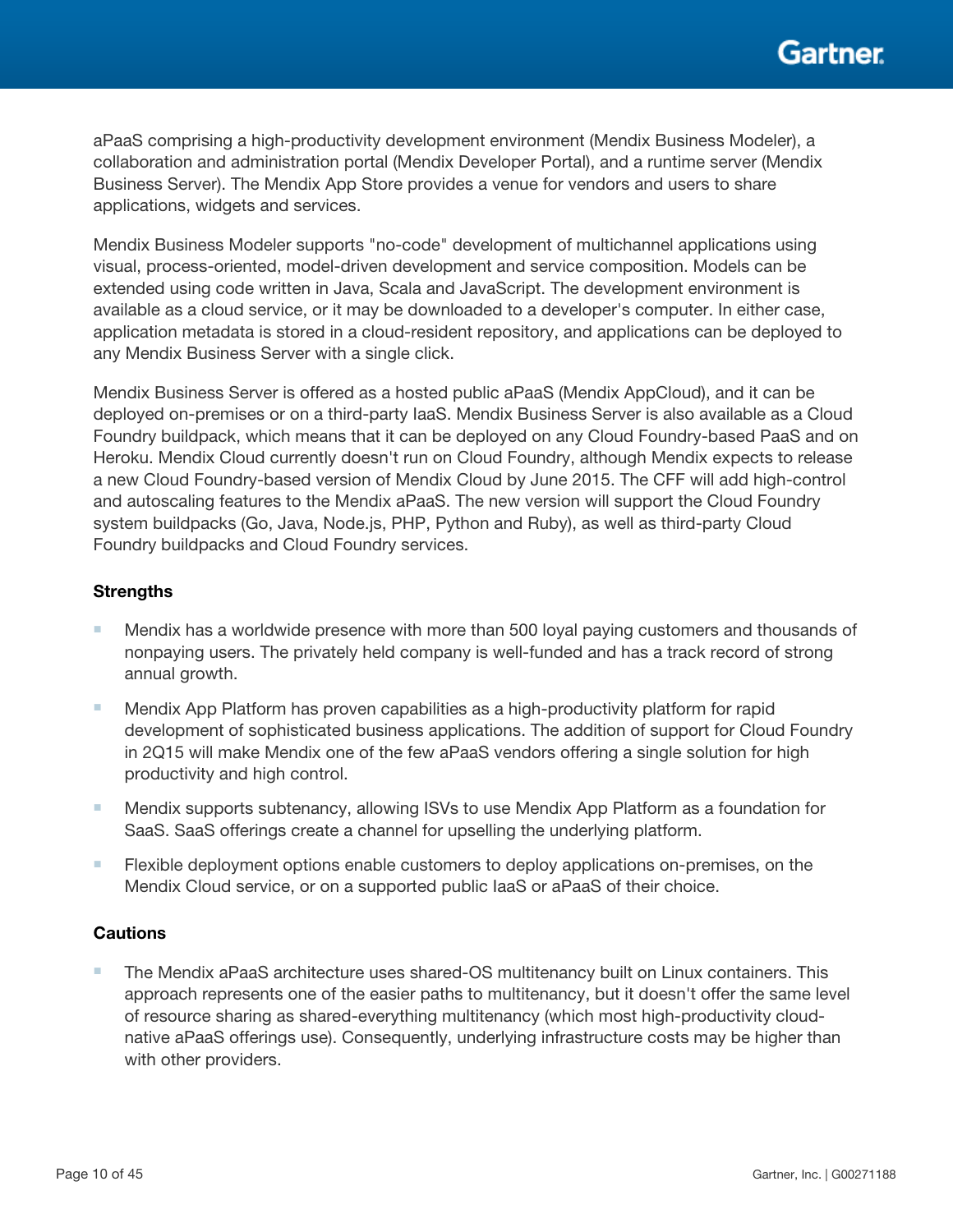aPaaS comprising a high-productivity development environment (Mendix Business Modeler), a collaboration and administration portal (Mendix Developer Portal), and a runtime server (Mendix Business Server). The Mendix App Store provides a venue for vendors and users to share applications, widgets and services.

Mendix Business Modeler supports "no-code" development of multichannel applications using visual, process-oriented, model-driven development and service composition. Models can be extended using code written in Java, Scala and JavaScript. The development environment is available as a cloud service, or it may be downloaded to a developer's computer. In either case, application metadata is stored in a cloud-resident repository, and applications can be deployed to any Mendix Business Server with a single click.

Mendix Business Server is offered as a hosted public aPaaS (Mendix AppCloud), and it can be deployed on-premises or on a third-party IaaS. Mendix Business Server is also available as a Cloud Foundry buildpack, which means that it can be deployed on any Cloud Foundry-based PaaS and on Heroku. Mendix Cloud currently doesn't run on Cloud Foundry, although Mendix expects to release a new Cloud Foundry-based version of Mendix Cloud by June 2015. The CFF will add high-control and autoscaling features to the Mendix aPaaS. The new version will support the Cloud Foundry system buildpacks (Go, Java, Node.js, PHP, Python and Ruby), as well as third-party Cloud Foundry buildpacks and Cloud Foundry services.

**Strengths**

- Mendix has a worldwide presence with more than 500 loyal paying customers and thousands of nonpaying users. The privately held company is well-funded and has a track record of strong annual growth.
- Mendix App Platform has proven capabilities as a high-productivity platform for rapid development of sophisticated business applications. The addition of support for Cloud Foundry in 2Q15 will make Mendix one of the few aPaaS vendors offering a single solution for high productivity and high control.
- Mendix supports subtenancy, allowing ISVs to use Mendix App Platform as a foundation for SaaS. SaaS offerings create a channel for upselling the underlying platform.
- Flexible deployment options enable customers to deploy applications on-premises, on the Mendix Cloud service, or on a supported public IaaS or aPaaS of their choice.

**Cautions**

- The Mendix aPaaS architecture uses shared-OS multitenancy built on Linux containers. This approach represents one of the easier paths to multitenancy, but it doesn't offer the same level of resource sharing as shared-everything multitenancy (which most high-productivity cloud-native aPaaS offerings use). Consequently, underlying infrastructure costs may be higher than with other providers.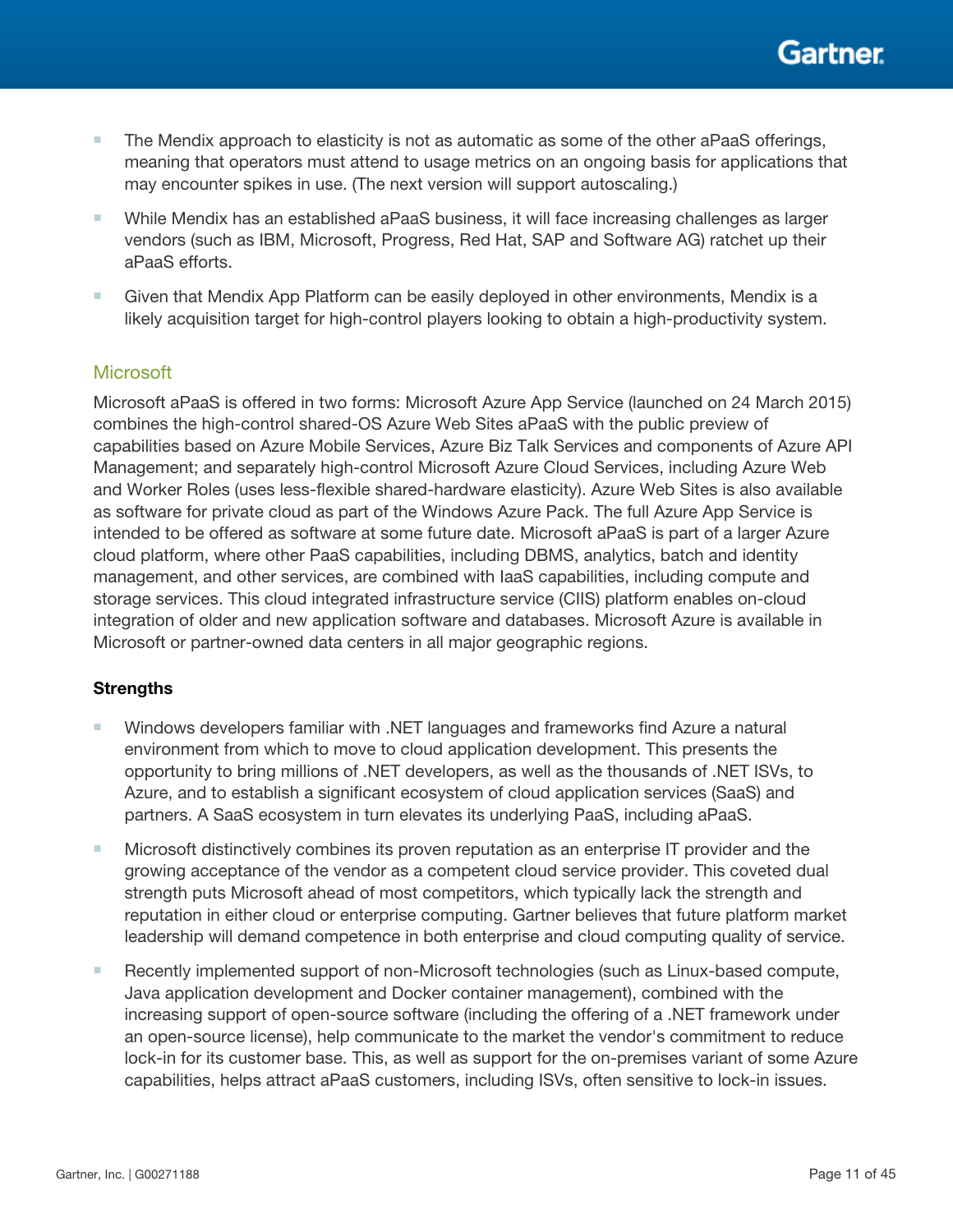- The Mendix approach to elasticity is not as automatic as some of the other aPaaS offerings, meaning that operators must attend to usage metrics on an ongoing basis for applications that may encounter spikes in use. (The next version will support autoscaling.)
- While Mendix has an established aPaaS business, it will face increasing challenges as larger vendors (such as IBM, Microsoft, Progress, Red Hat, SAP and Software AG) ratchet up their aPaaS efforts.
- Given that Mendix App Platform can be easily deployed in other environments, Mendix is a likely acquisition target for high-control players looking to obtain a high-productivity system.

### Microsoft

Microsoft aPaaS is offered in two forms: Microsoft Azure App Service (launched on 24 March 2015) combines the high-control shared-OS Azure Web Sites aPaaS with the public preview of capabilities based on Azure Mobile Services, Azure Biz Talk Services and components of Azure API Management; and separately high-control Microsoft Azure Cloud Services, including Azure Web and Worker Roles (uses less-flexible shared-hardware elasticity). Azure Web Sites is also available as software for private cloud as part of the Windows Azure Pack. The full Azure App Service is intended to be offered as software at some future date. Microsoft aPaaS is part of a larger Azure cloud platform, where other PaaS capabilities, including DBMS, analytics, batch and identity management, and other services, are combined with IaaS capabilities, including compute and storage services. This cloud integrated infrastructure service (CIIS) platform enables on-cloud integration of older and new application software and databases. Microsoft Azure is available in Microsoft or partner-owned data centers in all major geographic regions.

**Strengths**

- Windows developers familiar with .NET languages and frameworks find Azure a natural environment from which to move to cloud application development. This presents the opportunity to bring millions of .NET developers, as well as the thousands of .NET ISVs, to Azure, and to establish a significant ecosystem of cloud application services (SaaS) and partners. A SaaS ecosystem in turn elevates its underlying PaaS, including aPaaS.
- Microsoft distinctively combines its proven reputation as an enterprise IT provider and the growing acceptance of the vendor as a competent cloud service provider. This coveted dual strength puts Microsoft ahead of most competitors, which typically lack the strength and reputation in either cloud or enterprise computing. Gartner believes that future platform market leadership will demand competence in both enterprise and cloud computing quality of service.
- Recently implemented support of non-Microsoft technologies (such as Linux-based compute, Java application development and Docker container management), combined with the increasing support of open-source software (including the offering of a .NET framework under an open-source license), help communicate to the market the vendor's commitment to reduce lock-in for its customer base. This, as well as support for the on-premises variant of some Azure capabilities, helps attract aPaaS customers, including ISVs, often sensitive to lock-in issues.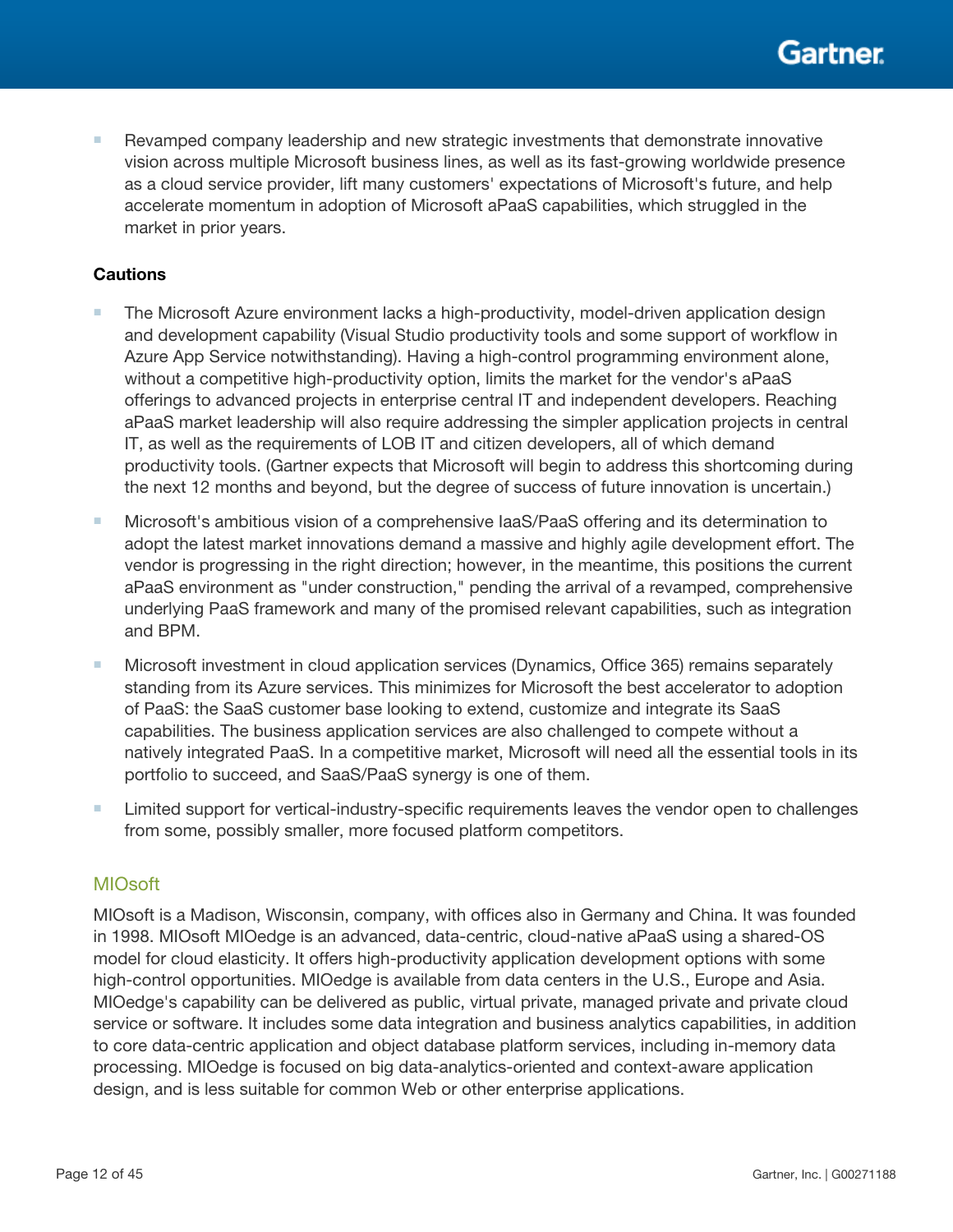- Revamped company leadership and new strategic investments that demonstrate innovative vision across multiple Microsoft business lines, as well as its fast-growing worldwide presence as a cloud service provider, lift many customers' expectations of Microsoft's future, and help accelerate momentum in adoption of Microsoft aPaaS capabilities, which struggled in the market in prior years.

**Cautions**

- The Microsoft Azure environment lacks a high-productivity, model-driven application design and development capability (Visual Studio productivity tools and some support of workflow in Azure App Service notwithstanding). Having a high-control programming environment alone, without a competitive high-productivity option, limits the market for the vendor's aPaaS offerings to advanced projects in enterprise central IT and independent developers. Reaching aPaaS market leadership will also require addressing the simpler application projects in central IT, as well as the requirements of LOB IT and citizen developers, all of which demand productivity tools. (Gartner expects that Microsoft will begin to address this shortcoming during the next 12 months and beyond, but the degree of success of future innovation is uncertain.)
- Microsoft's ambitious vision of a comprehensive IaaS/PaaS offering and its determination to adopt the latest market innovations demand a massive and highly agile development effort. The vendor is progressing in the right direction; however, in the meantime, this positions the current aPaaS environment as "under construction," pending the arrival of a revamped, comprehensive underlying PaaS framework and many of the promised relevant capabilities, such as integration and BPM.
- Microsoft investment in cloud application services (Dynamics, Office 365) remains separately standing from its Azure services. This minimizes for Microsoft the best accelerator to adoption of PaaS: the SaaS customer base looking to extend, customize and integrate its SaaS capabilities. The business application services are also challenged to compete without a natively integrated PaaS. In a competitive market, Microsoft will need all the essential tools in its portfolio to succeed, and SaaS/PaaS synergy is one of them.
- Limited support for vertical-industry-specific requirements leaves the vendor open to challenges from some, possibly smaller, more focused platform competitors.

### MIOsoft

MIOsoft is a Madison, Wisconsin, company, with offices also in Germany and China. It was founded in 1998. MIOsoft MIOedge is an advanced, data-centric, cloud-native aPaaS using a shared-OS model for cloud elasticity. It offers high-productivity application development options with some high-control opportunities. MIOedge is available from data centers in the U.S., Europe and Asia. MIOedge's capability can be delivered as public, virtual private, managed private and private cloud service or software. It includes some data integration and business analytics capabilities, in addition to core data-centric application and object database platform services, including in-memory data processing. MIOedge is focused on big data-analytics-oriented and context-aware application design, and is less suitable for common Web or other enterprise applications.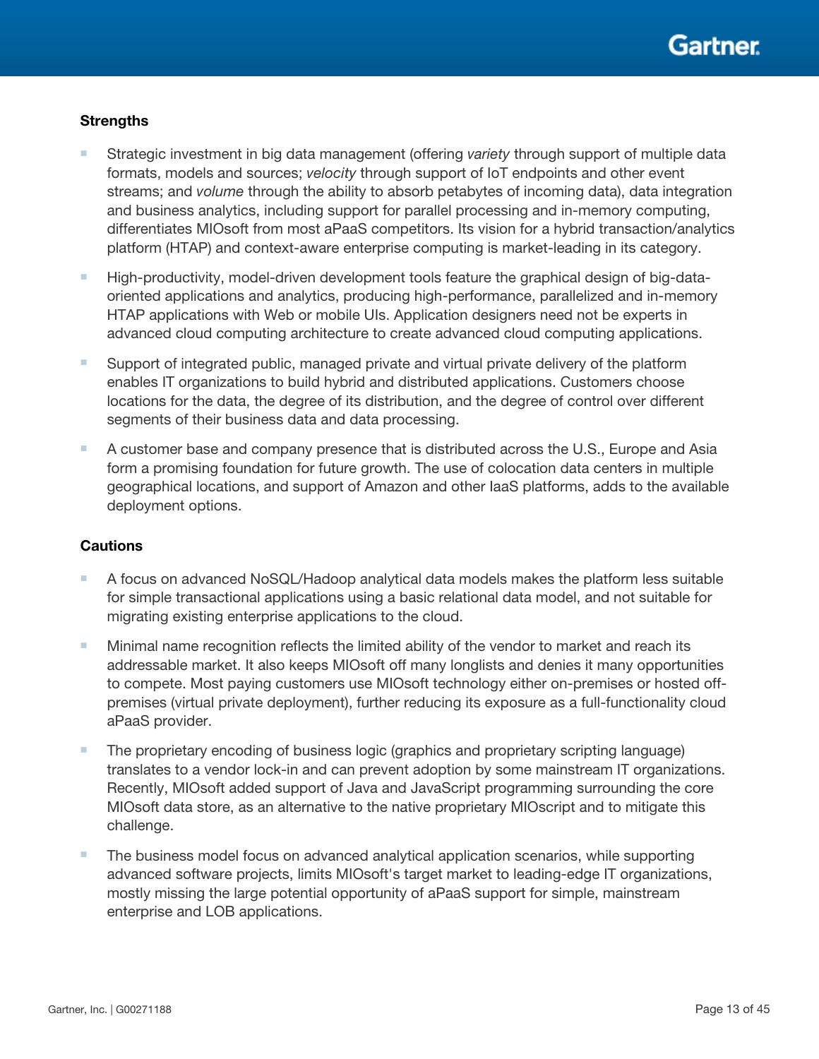### Strengths

- Strategic investment in big data management (offering *variety* through support of multiple data formats, models and sources; *velocity* through support of IoT endpoints and other event streams; and *volume* through the ability to absorb petabytes of incoming data), data integration and business analytics, including support for parallel processing and in-memory computing, differentiates MIOsoft from most aPaaS competitors. Its vision for a hybrid transaction/analytics platform (HTAP) and context-aware enterprise computing is market-leading in its category.
- High-productivity, model-driven development tools feature the graphical design of big-data-oriented applications and analytics, producing high-performance, parallelized and in-memory HTAP applications with Web or mobile UIs. Application designers need not be experts in advanced cloud computing architecture to create advanced cloud computing applications.
- Support of integrated public, managed private and virtual private delivery of the platform enables IT organizations to build hybrid and distributed applications. Customers choose locations for the data, the degree of its distribution, and the degree of control over different segments of their business data and data processing.
- A customer base and company presence that is distributed across the U.S., Europe and Asia form a promising foundation for future growth. The use of colocation data centers in multiple geographical locations, and support of Amazon and other IaaS platforms, adds to the available deployment options.

### Cautions

- A focus on advanced NoSQL/Hadoop analytical data models makes the platform less suitable for simple transactional applications using a basic relational data model, and not suitable for migrating existing enterprise applications to the cloud.
- Minimal name recognition reflects the limited ability of the vendor to market and reach its addressable market. It also keeps MIOsoft off many longlists and denies it many opportunities to compete. Most paying customers use MIOsoft technology either on-premises or hosted off-premises (virtual private deployment), further reducing its exposure as a full-functionality cloud aPaaS provider.
- The proprietary encoding of business logic (graphics and proprietary scripting language) translates to a vendor lock-in and can prevent adoption by some mainstream IT organizations. Recently, MIOsoft added support of Java and JavaScript programming surrounding the core MIOsoft data store, as an alternative to the native proprietary MIOscript and to mitigate this challenge.
- The business model focus on advanced analytical application scenarios, while supporting advanced software projects, limits MIOsoft's target market to leading-edge IT organizations, mostly missing the large potential opportunity of aPaaS support for simple, mainstream enterprise and LOB applications.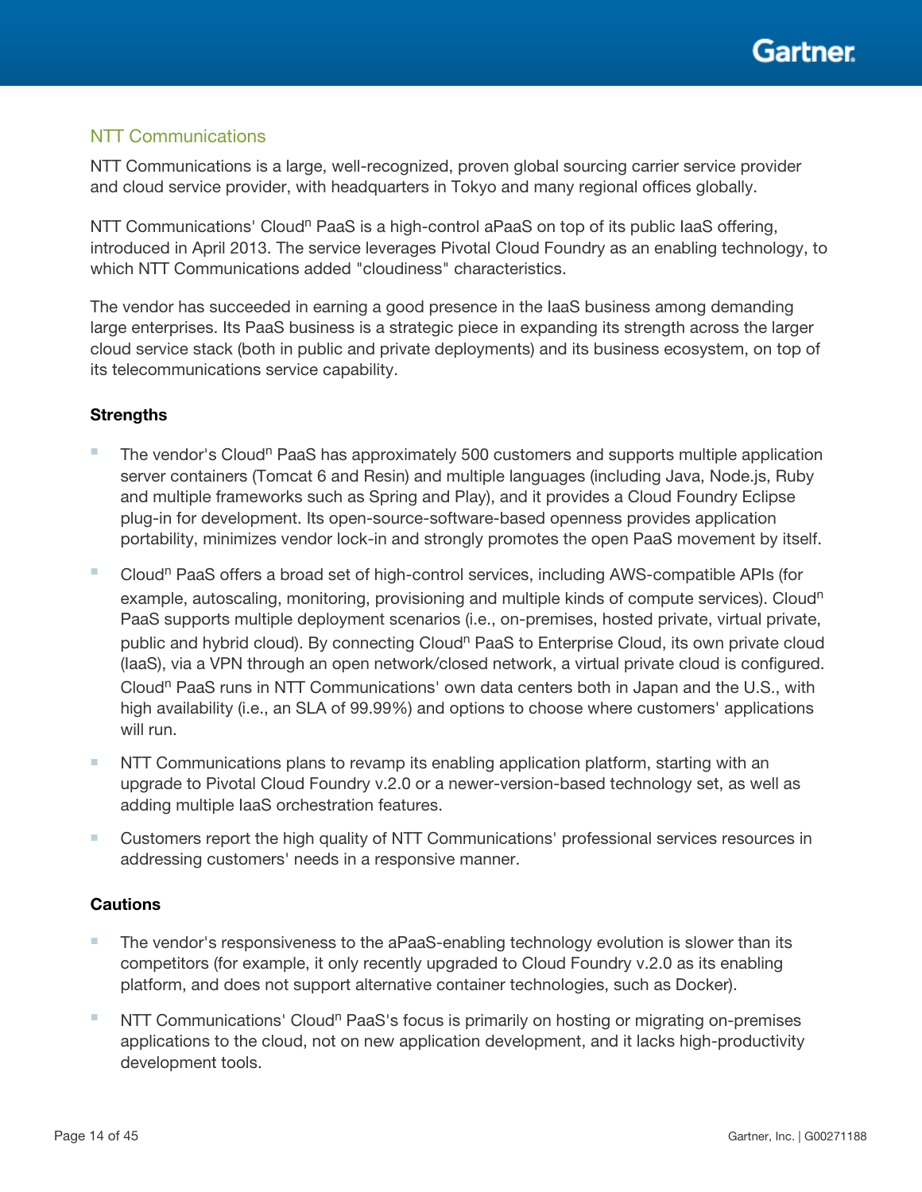## NTT Communications

NTT Communications is a large, well-recognized, proven global sourcing carrier service provider and cloud service provider, with headquarters in Tokyo and many regional offices globally.

NTT Communications' Cloud$^n$ PaaS is a high-control aPaaS on top of its public IaaS offering, introduced in April 2013. The service leverages Pivotal Cloud Foundry as an enabling technology, to which NTT Communications added "cloudiness" characteristics.

The vendor has succeeded in earning a good presence in the IaaS business among demanding large enterprises. Its PaaS business is a strategic piece in expanding its strength across the larger cloud service stack (both in public and private deployments) and its business ecosystem, on top of its telecommunications service capability.

### Strengths

- The vendor's Cloud$^n$ PaaS has approximately 500 customers and supports multiple application server containers (Tomcat 6 and Resin) and multiple languages (including Java, Node.js, Ruby and multiple frameworks such as Spring and Play), and it provides a Cloud Foundry Eclipse plug-in for development. Its open-source-software-based openness provides application portability, minimizes vendor lock-in and strongly promotes the open PaaS movement by itself.
- Cloud$^n$ PaaS offers a broad set of high-control services, including AWS-compatible APIs (for example, autoscaling, monitoring, provisioning and multiple kinds of compute services). Cloud$^n$ PaaS supports multiple deployment scenarios (i.e., on-premises, hosted private, virtual private, public and hybrid cloud). By connecting Cloud$^n$ PaaS to Enterprise Cloud, its own private cloud (IaaS), via a VPN through an open network/closed network, a virtual private cloud is configured. Cloud$^n$ PaaS runs in NTT Communications' own data centers both in Japan and the U.S., with high availability (i.e., an SLA of 99.99%) and options to choose where customers' applications will run.
- NTT Communications plans to revamp its enabling application platform, starting with an upgrade to Pivotal Cloud Foundry v.2.0 or a newer-version-based technology set, as well as adding multiple IaaS orchestration features.
- Customers report the high quality of NTT Communications' professional services resources in addressing customers' needs in a responsive manner.

### Cautions

- The vendor's responsiveness to the aPaaS-enabling technology evolution is slower than its competitors (for example, it only recently upgraded to Cloud Foundry v.2.0 as its enabling platform, and does not support alternative container technologies, such as Docker).
- NTT Communications' Cloud$^n$ PaaS's focus is primarily on hosting or migrating on-premises applications to the cloud, not on new application development, and it lacks high-productivity development tools.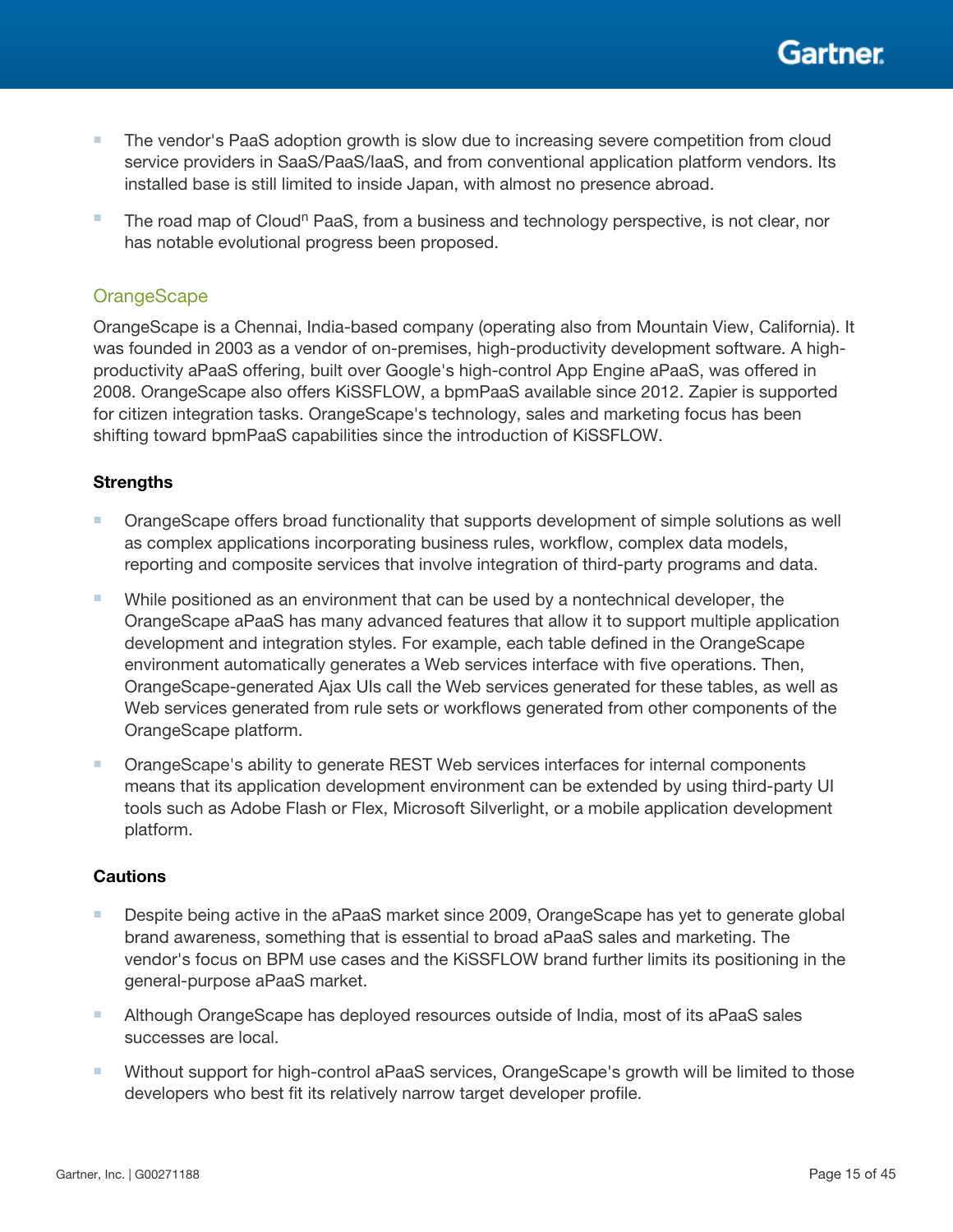- The vendor's PaaS adoption growth is slow due to increasing severe competition from cloud service providers in SaaS/PaaS/IaaS, and from conventional application platform vendors. Its installed base is still limited to inside Japan, with almost no presence abroad.
- The road map of Cloud$^{n}$ PaaS, from a business and technology perspective, is not clear, nor has notable evolutional progress been proposed.

### OrangeScape

OrangeScape is a Chennai, India-based company (operating also from Mountain View, California). It was founded in 2003 as a vendor of on-premises, high-productivity development software. A high-productivity aPaaS offering, built over Google's high-control App Engine aPaaS, was offered in 2008. OrangeScape also offers KiSSFLOW, a bpmPaaS available since 2012. Zapier is supported for citizen integration tasks. OrangeScape's technology, sales and marketing focus has been shifting toward bpmPaaS capabilities since the introduction of KiSSFLOW.

#### Strengths

- OrangeScape offers broad functionality that supports development of simple solutions as well as complex applications incorporating business rules, workflow, complex data models, reporting and composite services that involve integration of third-party programs and data.
- While positioned as an environment that can be used by a nontechnical developer, the OrangeScape aPaaS has many advanced features that allow it to support multiple application development and integration styles. For example, each table defined in the OrangeScape environment automatically generates a Web services interface with five operations. Then, OrangeScape-generated Ajax UIs call the Web services generated for these tables, as well as Web services generated from rule sets or workflows generated from other components of the OrangeScape platform.
- OrangeScape's ability to generate REST Web services interfaces for internal components means that its application development environment can be extended by using third-party UI tools such as Adobe Flash or Flex, Microsoft Silverlight, or a mobile application development platform.

#### Cautions

- Despite being active in the aPaaS market since 2009, OrangeScape has yet to generate global brand awareness, something that is essential to broad aPaaS sales and marketing. The vendor's focus on BPM use cases and the KiSSFLOW brand further limits its positioning in the general-purpose aPaaS market.
- Although OrangeScape has deployed resources outside of India, most of its aPaaS sales successes are local.
- Without support for high-control aPaaS services, OrangeScape's growth will be limited to those developers who best fit its relatively narrow target developer profile.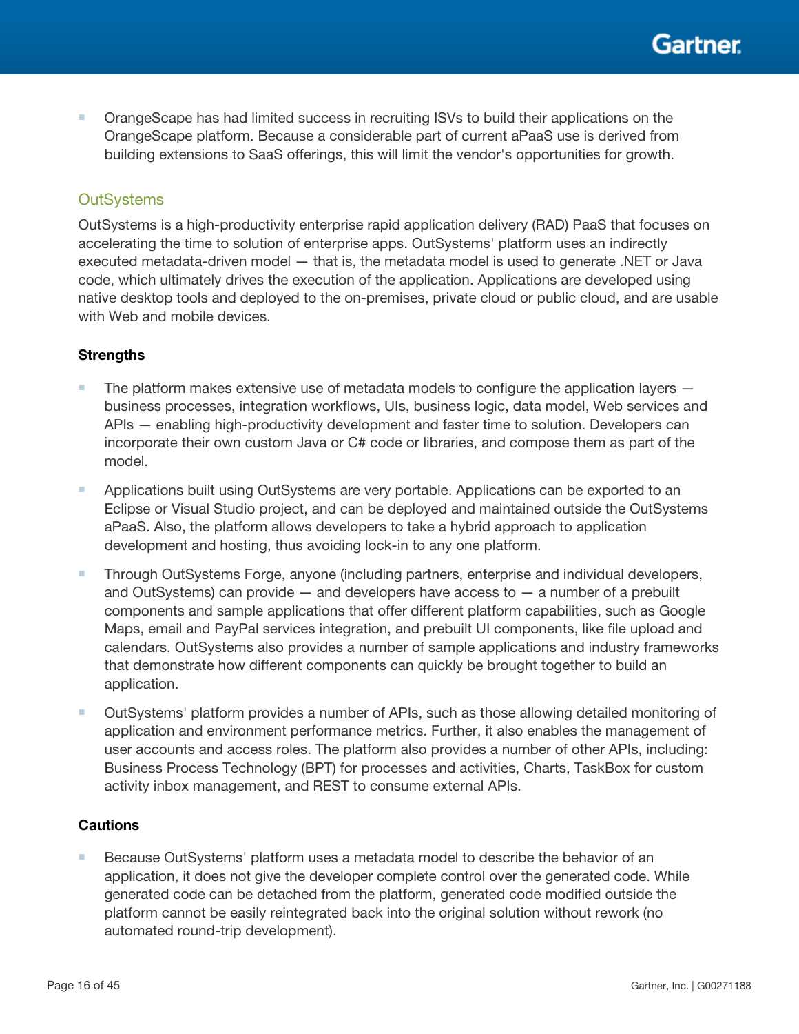- OrangeScape has had limited success in recruiting ISVs to build their applications on the OrangeScape platform. Because a considerable part of current aPaaS use is derived from building extensions to SaaS offerings, this will limit the vendor's opportunities for growth.

### OutSystems

OutSystems is a high-productivity enterprise rapid application delivery (RAD) PaaS that focuses on accelerating the time to solution of enterprise apps. OutSystems' platform uses an indirectly executed metadata-driven model — that is, the metadata model is used to generate .NET or Java code, which ultimately drives the execution of the application. Applications are developed using native desktop tools and deployed to the on-premises, private cloud or public cloud, and are usable with Web and mobile devices.

#### Strengths

- The platform makes extensive use of metadata models to configure the application layers — business processes, integration workflows, UIs, business logic, data model, Web services and APIs — enabling high-productivity development and faster time to solution. Developers can incorporate their own custom Java or C# code or libraries, and compose them as part of the model.
- Applications built using OutSystems are very portable. Applications can be exported to an Eclipse or Visual Studio project, and can be deployed and maintained outside the OutSystems aPaaS. Also, the platform allows developers to take a hybrid approach to application development and hosting, thus avoiding lock-in to any one platform.
- Through OutSystems Forge, anyone (including partners, enterprise and individual developers, and OutSystems) can provide — and developers have access to — a number of a prebuilt components and sample applications that offer different platform capabilities, such as Google Maps, email and PayPal services integration, and prebuilt UI components, like file upload and calendars. OutSystems also provides a number of sample applications and industry frameworks that demonstrate how different components can quickly be brought together to build an application.
- OutSystems' platform provides a number of APIs, such as those allowing detailed monitoring of application and environment performance metrics. Further, it also enables the management of user accounts and access roles. The platform also provides a number of other APIs, including: Business Process Technology (BPT) for processes and activities, Charts, TaskBox for custom activity inbox management, and REST to consume external APIs.

#### Cautions

- Because OutSystems' platform uses a metadata model to describe the behavior of an application, it does not give the developer complete control over the generated code. While generated code can be detached from the platform, generated code modified outside the platform cannot be easily reintegrated back into the original solution without rework (no automated round-trip development).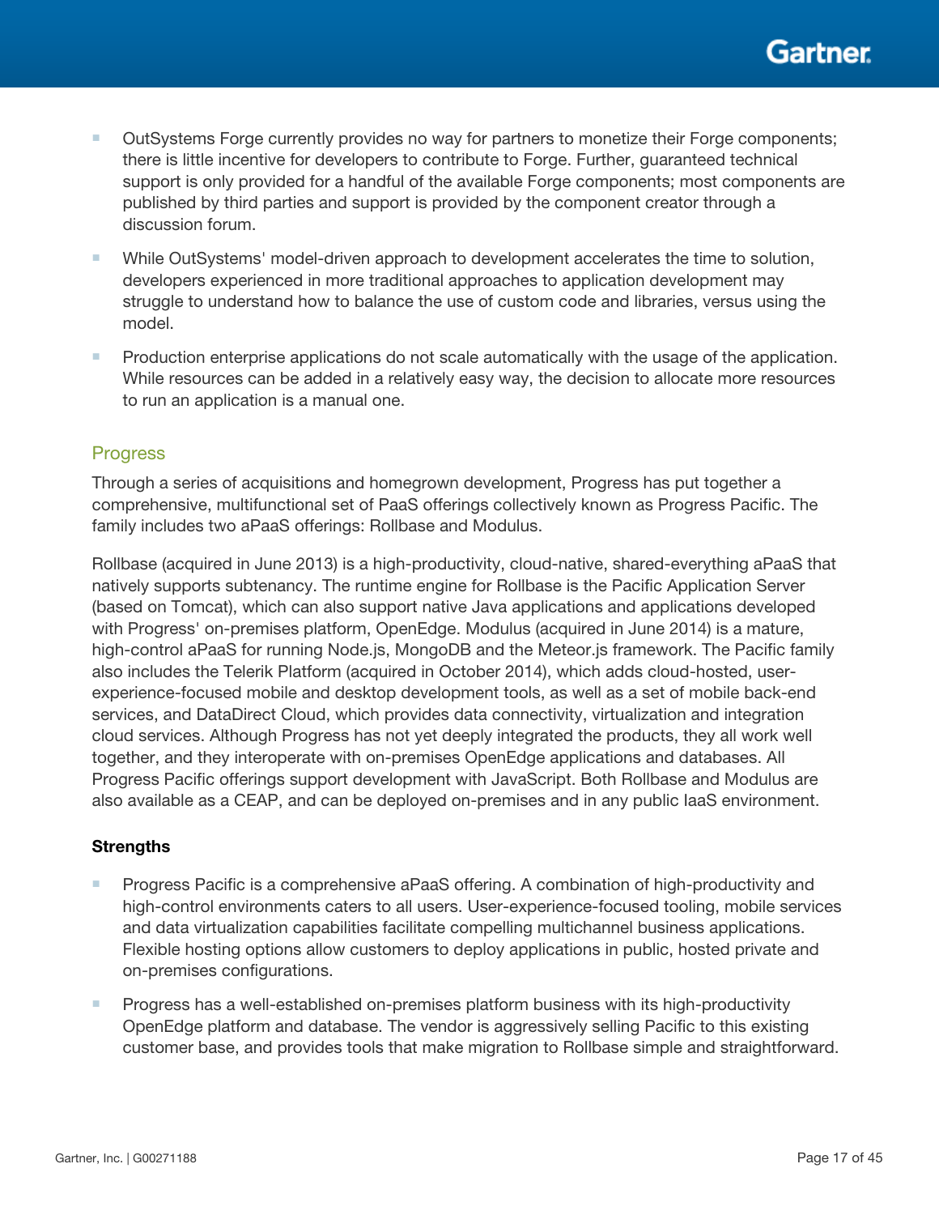- OutSystems Forge currently provides no way for partners to monetize their Forge components; there is little incentive for developers to contribute to Forge. Further, guaranteed technical support is only provided for a handful of the available Forge components; most components are published by third parties and support is provided by the component creator through a discussion forum.
- While OutSystems' model-driven approach to development accelerates the time to solution, developers experienced in more traditional approaches to application development may struggle to understand how to balance the use of custom code and libraries, versus using the model.
- Production enterprise applications do not scale automatically with the usage of the application. While resources can be added in a relatively easy way, the decision to allocate more resources to run an application is a manual one.

### Progress

Through a series of acquisitions and homegrown development, Progress has put together a comprehensive, multifunctional set of PaaS offerings collectively known as Progress Pacific. The family includes two aPaaS offerings: Rollbase and Modulus.

Rollbase (acquired in June 2013) is a high-productivity, cloud-native, shared-everything aPaaS that natively supports subtenancy. The runtime engine for Rollbase is the Pacific Application Server (based on Tomcat), which can also support native Java applications and applications developed with Progress' on-premises platform, OpenEdge. Modulus (acquired in June 2014) is a mature, high-control aPaaS for running Node.js, MongoDB and the Meteor.js framework. The Pacific family also includes the Telerik Platform (acquired in October 2014), which adds cloud-hosted, user-experience-focused mobile and desktop development tools, as well as a set of mobile back-end services, and DataDirect Cloud, which provides data connectivity, virtualization and integration cloud services. Although Progress has not yet deeply integrated the products, they all work well together, and they interoperate with on-premises OpenEdge applications and databases. All Progress Pacific offerings support development with JavaScript. Both Rollbase and Modulus are also available as a CEAP, and can be deployed on-premises and in any public IaaS environment.

**Strengths**

- Progress Pacific is a comprehensive aPaaS offering. A combination of high-productivity and high-control environments caters to all users. User-experience-focused tooling, mobile services and data virtualization capabilities facilitate compelling multichannel business applications. Flexible hosting options allow customers to deploy applications in public, hosted private and on-premises configurations.
- Progress has a well-established on-premises platform business with its high-productivity OpenEdge platform and database. The vendor is aggressively selling Pacific to this existing customer base, and provides tools that make migration to Rollbase simple and straightforward.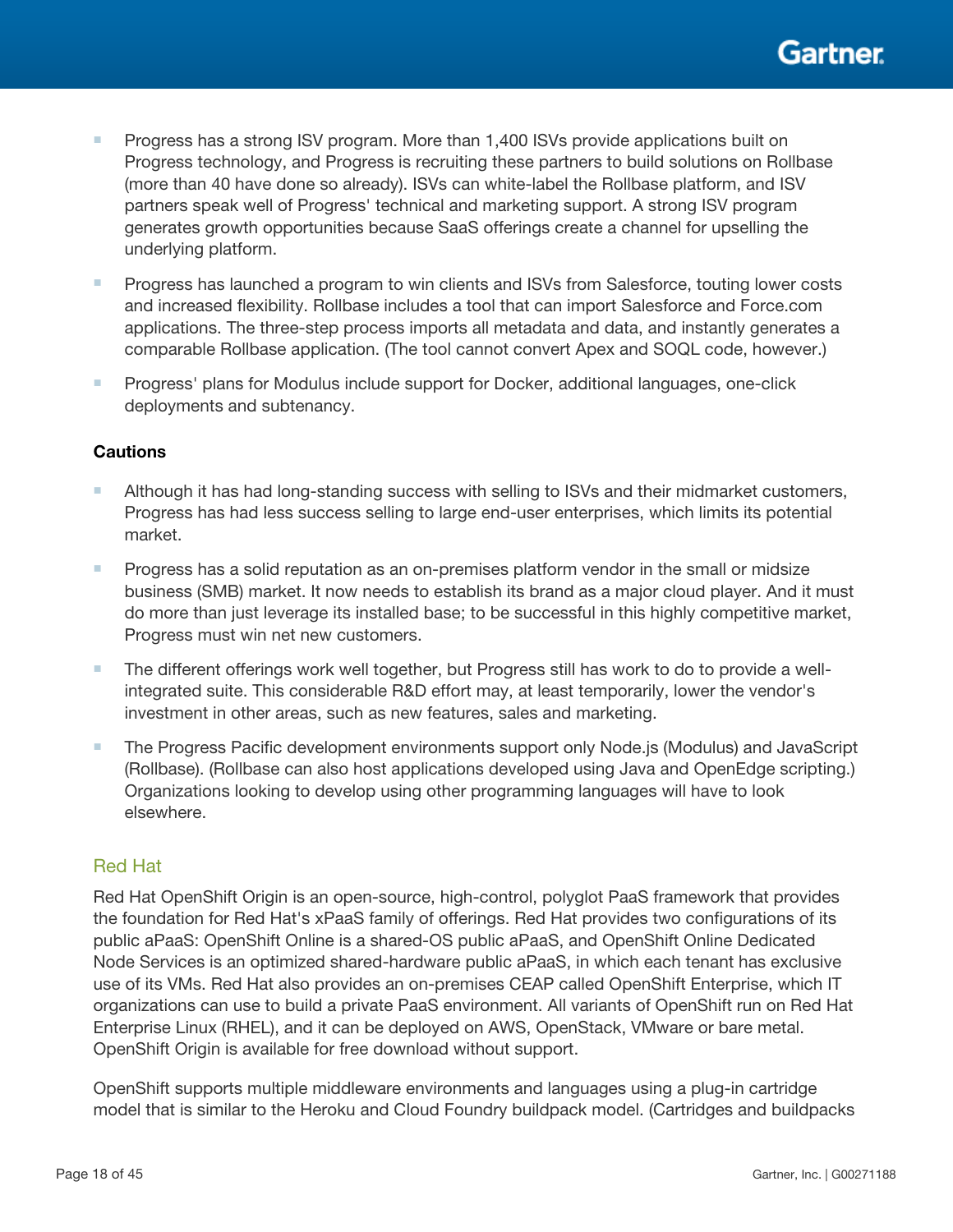- Progress has a strong ISV program. More than 1,400 ISVs provide applications built on Progress technology, and Progress is recruiting these partners to build solutions on Rollbase (more than 40 have done so already). ISVs can white-label the Rollbase platform, and ISV partners speak well of Progress' technical and marketing support. A strong ISV program generates growth opportunities because SaaS offerings create a channel for upselling the underlying platform.
- Progress has launched a program to win clients and ISVs from Salesforce, touting lower costs and increased flexibility. Rollbase includes a tool that can import Salesforce and Force.com applications. The three-step process imports all metadata and data, and instantly generates a comparable Rollbase application. (The tool cannot convert Apex and SOQL code, however.)
- Progress' plans for Modulus include support for Docker, additional languages, one-click deployments and subtenancy.

**Cautions**

- Although it has had long-standing success with selling to ISVs and their midmarket customers, Progress has had less success selling to large end-user enterprises, which limits its potential market.
- Progress has a solid reputation as an on-premises platform vendor in the small or midsize business (SMB) market. It now needs to establish its brand as a major cloud player. And it must do more than just leverage its installed base; to be successful in this highly competitive market, Progress must win net new customers.
- The different offerings work well together, but Progress still has work to do to provide a well-integrated suite. This considerable R&D effort may, at least temporarily, lower the vendor's investment in other areas, such as new features, sales and marketing.
- The Progress Pacific development environments support only Node.js (Modulus) and JavaScript (Rollbase). (Rollbase can also host applications developed using Java and OpenEdge scripting.) Organizations looking to develop using other programming languages will have to look elsewhere.

### Red Hat

Red Hat OpenShift Origin is an open-source, high-control, polyglot PaaS framework that provides the foundation for Red Hat's xPaaS family of offerings. Red Hat provides two configurations of its public aPaaS: OpenShift Online is a shared-OS public aPaaS, and OpenShift Online Dedicated Node Services is an optimized shared-hardware public aPaaS, in which each tenant has exclusive use of its VMs. Red Hat also provides an on-premises CEAP called OpenShift Enterprise, which IT organizations can use to build a private PaaS environment. All variants of OpenShift run on Red Hat Enterprise Linux (RHEL), and it can be deployed on AWS, OpenStack, VMware or bare metal. OpenShift Origin is available for free download without support.

OpenShift supports multiple middleware environments and languages using a plug-in cartridge model that is similar to the Heroku and Cloud Foundry buildpack model. (Cartridges and buildpacks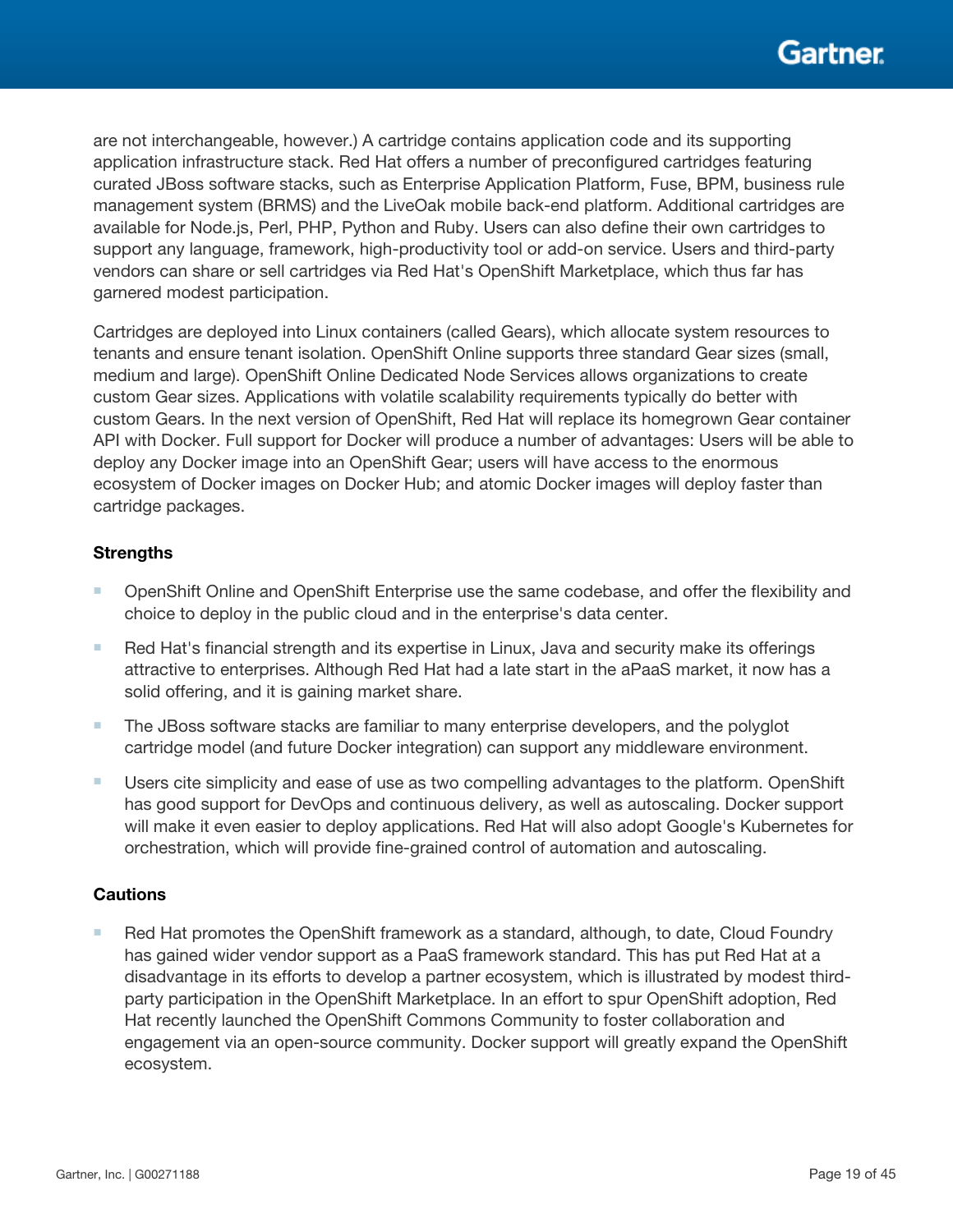are not interchangeable, however.) A cartridge contains application code and its supporting application infrastructure stack. Red Hat offers a number of preconfigured cartridges featuring curated JBoss software stacks, such as Enterprise Application Platform, Fuse, BPM, business rule management system (BRMS) and the LiveOak mobile back-end platform. Additional cartridges are available for Node.js, Perl, PHP, Python and Ruby. Users can also define their own cartridges to support any language, framework, high-productivity tool or add-on service. Users and third-party vendors can share or sell cartridges via Red Hat's OpenShift Marketplace, which thus far has garnered modest participation.

Cartridges are deployed into Linux containers (called Gears), which allocate system resources to tenants and ensure tenant isolation. OpenShift Online supports three standard Gear sizes (small, medium and large). OpenShift Online Dedicated Node Services allows organizations to create custom Gear sizes. Applications with volatile scalability requirements typically do better with custom Gears. In the next version of OpenShift, Red Hat will replace its homegrown Gear container API with Docker. Full support for Docker will produce a number of advantages: Users will be able to deploy any Docker image into an OpenShift Gear; users will have access to the enormous ecosystem of Docker images on Docker Hub; and atomic Docker images will deploy faster than cartridge packages.

**Strengths**

- OpenShift Online and OpenShift Enterprise use the same codebase, and offer the flexibility and choice to deploy in the public cloud and in the enterprise's data center.
- Red Hat's financial strength and its expertise in Linux, Java and security make its offerings attractive to enterprises. Although Red Hat had a late start in the aPaaS market, it now has a solid offering, and it is gaining market share.
- The JBoss software stacks are familiar to many enterprise developers, and the polyglot cartridge model (and future Docker integration) can support any middleware environment.
- Users cite simplicity and ease of use as two compelling advantages to the platform. OpenShift has good support for DevOps and continuous delivery, as well as autoscaling. Docker support will make it even easier to deploy applications. Red Hat will also adopt Google's Kubernetes for orchestration, which will provide fine-grained control of automation and autoscaling.

**Cautions**

- Red Hat promotes the OpenShift framework as a standard, although, to date, Cloud Foundry has gained wider vendor support as a PaaS framework standard. This has put Red Hat at a disadvantage in its efforts to develop a partner ecosystem, which is illustrated by modest third-party participation in the OpenShift Marketplace. In an effort to spur OpenShift adoption, Red Hat recently launched the OpenShift Commons Community to foster collaboration and engagement via an open-source community. Docker support will greatly expand the OpenShift ecosystem.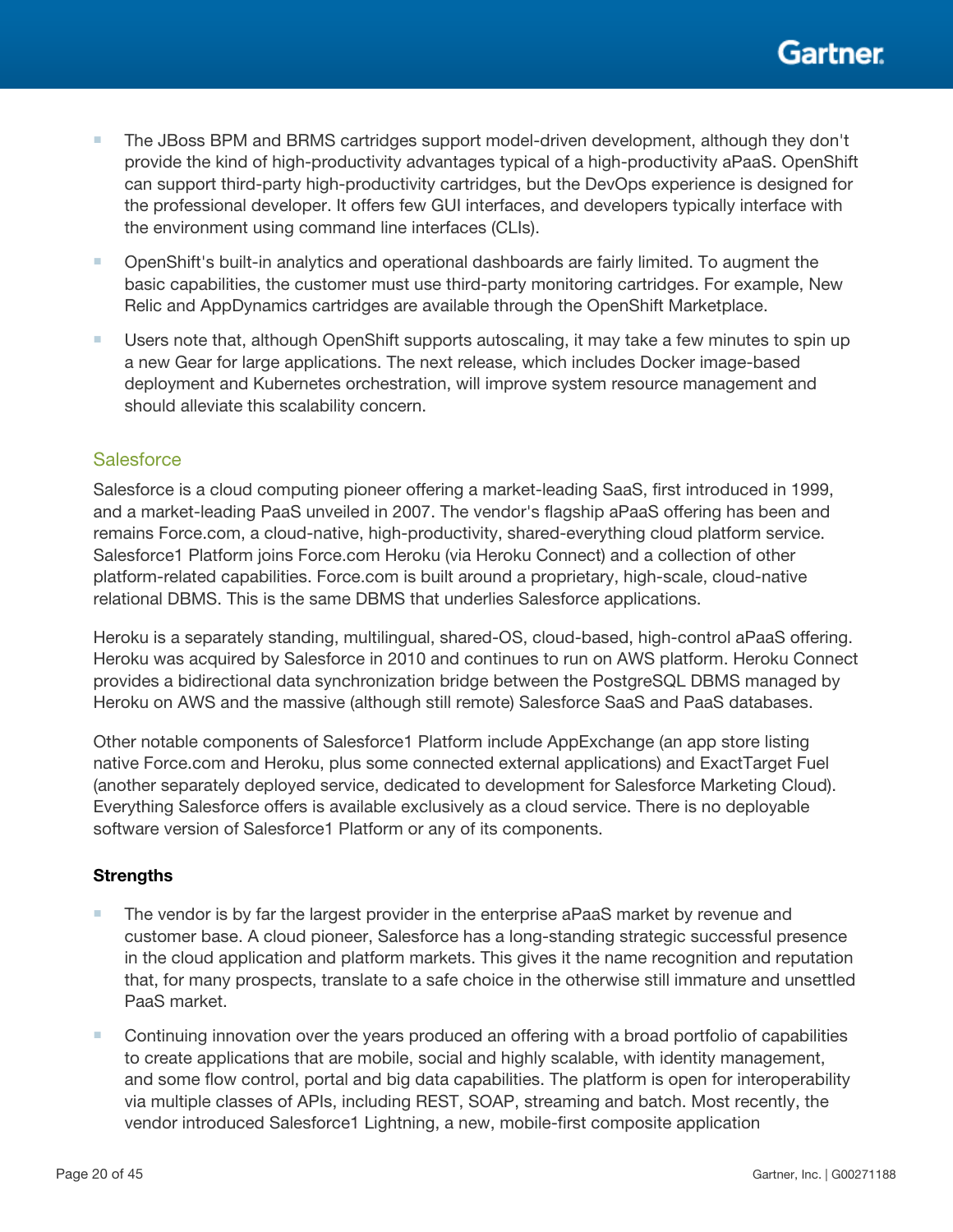- The JBoss BPM and BRMS cartridges support model-driven development, although they don't provide the kind of high-productivity advantages typical of a high-productivity aPaaS. OpenShift can support third-party high-productivity cartridges, but the DevOps experience is designed for the professional developer. It offers few GUI interfaces, and developers typically interface with the environment using command line interfaces (CLIs).
- OpenShift's built-in analytics and operational dashboards are fairly limited. To augment the basic capabilities, the customer must use third-party monitoring cartridges. For example, New Relic and AppDynamics cartridges are available through the OpenShift Marketplace.
- Users note that, although OpenShift supports autoscaling, it may take a few minutes to spin up a new Gear for large applications. The next release, which includes Docker image-based deployment and Kubernetes orchestration, will improve system resource management and should alleviate this scalability concern.

### Salesforce

Salesforce is a cloud computing pioneer offering a market-leading SaaS, first introduced in 1999, and a market-leading PaaS unveiled in 2007. The vendor's flagship aPaaS offering has been and remains Force.com, a cloud-native, high-productivity, shared-everything cloud platform service. Salesforce1 Platform joins Force.com Heroku (via Heroku Connect) and a collection of other platform-related capabilities. Force.com is built around a proprietary, high-scale, cloud-native relational DBMS. This is the same DBMS that underlies Salesforce applications.

Heroku is a separately standing, multilingual, shared-OS, cloud-based, high-control aPaaS offering. Heroku was acquired by Salesforce in 2010 and continues to run on AWS platform. Heroku Connect provides a bidirectional data synchronization bridge between the PostgreSQL DBMS managed by Heroku on AWS and the massive (although still remote) Salesforce SaaS and PaaS databases.

Other notable components of Salesforce1 Platform include AppExchange (an app store listing native Force.com and Heroku, plus some connected external applications) and ExactTarget Fuel (another separately deployed service, dedicated to development for Salesforce Marketing Cloud). Everything Salesforce offers is available exclusively as a cloud service. There is no deployable software version of Salesforce1 Platform or any of its components.

**Strengths**

- The vendor is by far the largest provider in the enterprise aPaaS market by revenue and customer base. A cloud pioneer, Salesforce has a long-standing strategic successful presence in the cloud application and platform markets. This gives it the name recognition and reputation that, for many prospects, translate to a safe choice in the otherwise still immature and unsettled PaaS market.
- Continuing innovation over the years produced an offering with a broad portfolio of capabilities to create applications that are mobile, social and highly scalable, with identity management, and some flow control, portal and big data capabilities. The platform is open for interoperability via multiple classes of APIs, including REST, SOAP, streaming and batch. Most recently, the vendor introduced Salesforce1 Lightning, a new, mobile-first composite application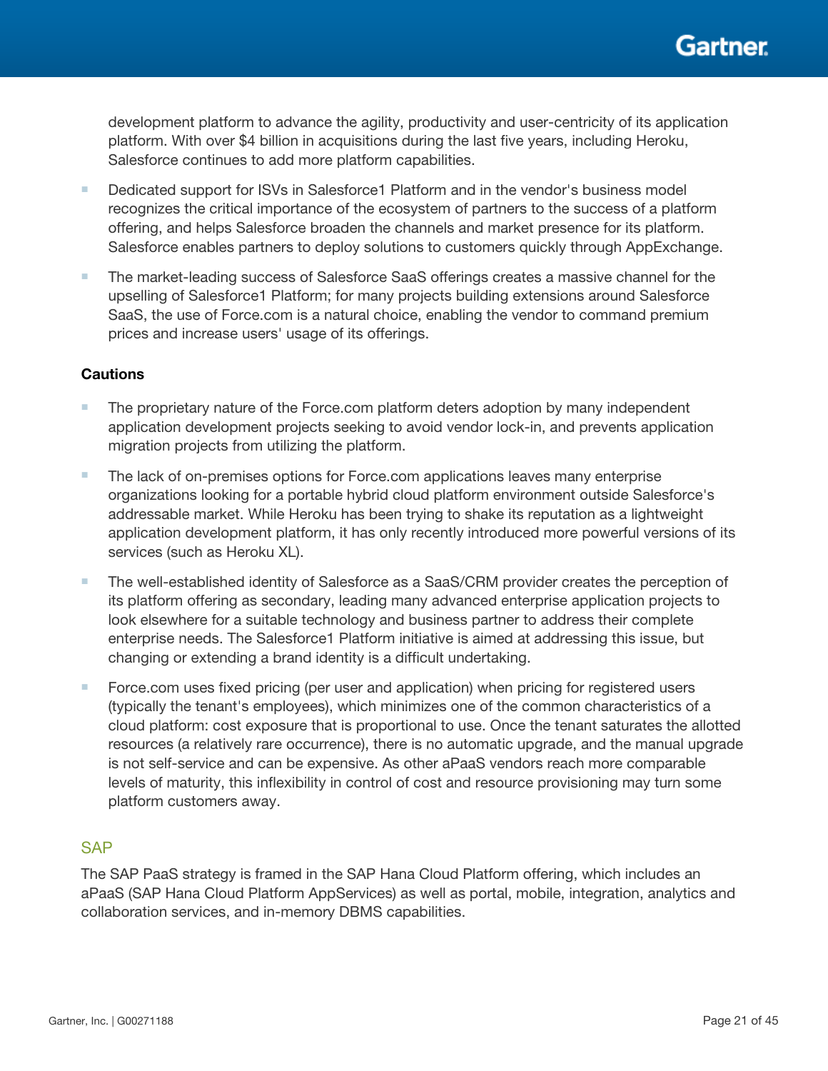development platform to advance the agility, productivity and user-centricity of its application platform. With over $4 billion in acquisitions during the last five years, including Heroku, Salesforce continues to add more platform capabilities.

- Dedicated support for ISVs in Salesforce1 Platform and in the vendor's business model recognizes the critical importance of the ecosystem of partners to the success of a platform offering, and helps Salesforce broaden the channels and market presence for its platform. Salesforce enables partners to deploy solutions to customers quickly through AppExchange.
- The market-leading success of Salesforce SaaS offerings creates a massive channel for the upselling of Salesforce1 Platform; for many projects building extensions around Salesforce SaaS, the use of Force.com is a natural choice, enabling the vendor to command premium prices and increase users' usage of its offerings.

#### Cautions

- The proprietary nature of the Force.com platform deters adoption by many independent application development projects seeking to avoid vendor lock-in, and prevents application migration projects from utilizing the platform.
- The lack of on-premises options for Force.com applications leaves many enterprise organizations looking for a portable hybrid cloud platform environment outside Salesforce's addressable market. While Heroku has been trying to shake its reputation as a lightweight application development platform, it has only recently introduced more powerful versions of its services (such as Heroku XL).
- The well-established identity of Salesforce as a SaaS/CRM provider creates the perception of its platform offering as secondary, leading many advanced enterprise application projects to look elsewhere for a suitable technology and business partner to address their complete enterprise needs. The Salesforce1 Platform initiative is aimed at addressing this issue, but changing or extending a brand identity is a difficult undertaking.
- Force.com uses fixed pricing (per user and application) when pricing for registered users (typically the tenant's employees), which minimizes one of the common characteristics of a cloud platform: cost exposure that is proportional to use. Once the tenant saturates the allotted resources (a relatively rare occurrence), there is no automatic upgrade, and the manual upgrade is not self-service and can be expensive. As other aPaaS vendors reach more comparable levels of maturity, this inflexibility in control of cost and resource provisioning may turn some platform customers away.

### SAP

The SAP PaaS strategy is framed in the SAP Hana Cloud Platform offering, which includes an aPaaS (SAP Hana Cloud Platform AppServices) as well as portal, mobile, integration, analytics and collaboration services, and in-memory DBMS capabilities.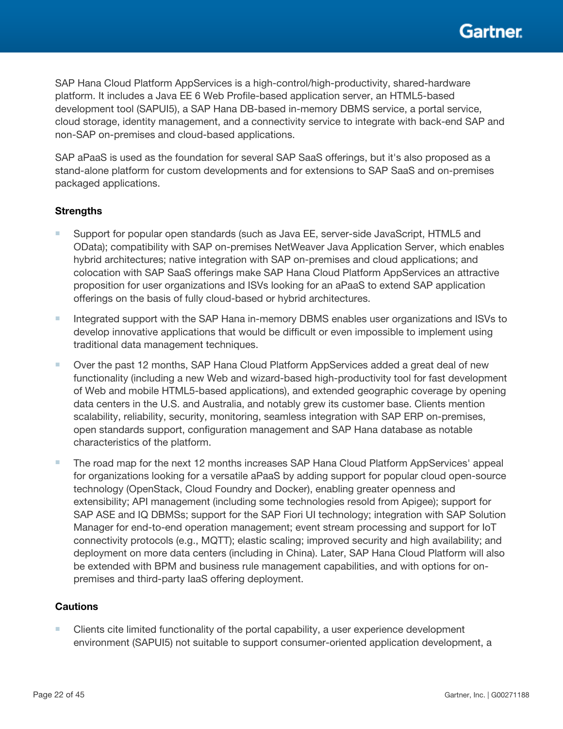SAP Hana Cloud Platform AppServices is a high-control/high-productivity, shared-hardware platform. It includes a Java EE 6 Web Profile-based application server, an HTML5-based development tool (SAPUI5), a SAP Hana DB-based in-memory DBMS service, a portal service, cloud storage, identity management, and a connectivity service to integrate with back-end SAP and non-SAP on-premises and cloud-based applications.

SAP aPaaS is used as the foundation for several SAP SaaS offerings, but it's also proposed as a stand-alone platform for custom developments and for extensions to SAP SaaS and on-premises packaged applications.

**Strengths**

- Support for popular open standards (such as Java EE, server-side JavaScript, HTML5 and OData); compatibility with SAP on-premises NetWeaver Java Application Server, which enables hybrid architectures; native integration with SAP on-premises and cloud applications; and colocation with SAP SaaS offerings make SAP Hana Cloud Platform AppServices an attractive proposition for user organizations and ISVs looking for an aPaaS to extend SAP application offerings on the basis of fully cloud-based or hybrid architectures.
- Integrated support with the SAP Hana in-memory DBMS enables user organizations and ISVs to develop innovative applications that would be difficult or even impossible to implement using traditional data management techniques.
- Over the past 12 months, SAP Hana Cloud Platform AppServices added a great deal of new functionality (including a new Web and wizard-based high-productivity tool for fast development of Web and mobile HTML5-based applications), and extended geographic coverage by opening data centers in the U.S. and Australia, and notably grew its customer base. Clients mention scalability, reliability, security, monitoring, seamless integration with SAP ERP on-premises, open standards support, configuration management and SAP Hana database as notable characteristics of the platform.
- The road map for the next 12 months increases SAP Hana Cloud Platform AppServices' appeal for organizations looking for a versatile aPaaS by adding support for popular cloud open-source technology (OpenStack, Cloud Foundry and Docker), enabling greater openness and extensibility; API management (including some technologies resold from Apigee); support for SAP ASE and IQ DBMSs; support for the SAP Fiori UI technology; integration with SAP Solution Manager for end-to-end operation management; event stream processing and support for IoT connectivity protocols (e.g., MQTT); elastic scaling; improved security and high availability; and deployment on more data centers (including in China). Later, SAP Hana Cloud Platform will also be extended with BPM and business rule management capabilities, and with options for on-premises and third-party IaaS offering deployment.

**Cautions**

- Clients cite limited functionality of the portal capability, a user experience development environment (SAPUI5) not suitable to support consumer-oriented application development, a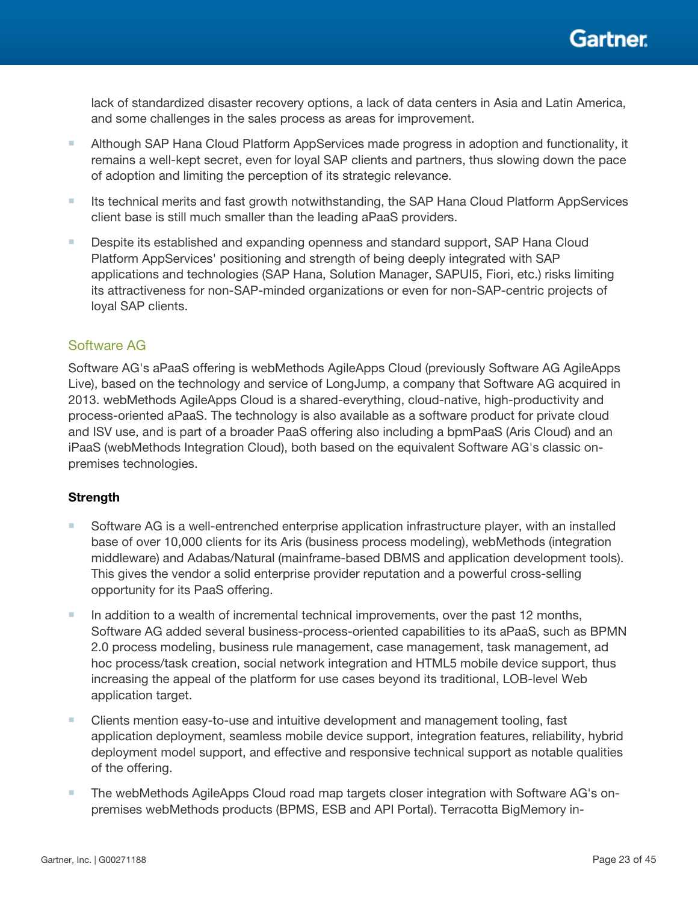lack of standardized disaster recovery options, a lack of data centers in Asia and Latin America, and some challenges in the sales process as areas for improvement.

- Although SAP Hana Cloud Platform AppServices made progress in adoption and functionality, it remains a well-kept secret, even for loyal SAP clients and partners, thus slowing down the pace of adoption and limiting the perception of its strategic relevance.
- Its technical merits and fast growth notwithstanding, the SAP Hana Cloud Platform AppServices client base is still much smaller than the leading aPaaS providers.
- Despite its established and expanding openness and standard support, SAP Hana Cloud Platform AppServices' positioning and strength of being deeply integrated with SAP applications and technologies (SAP Hana, Solution Manager, SAPUI5, Fiori, etc.) risks limiting its attractiveness for non-SAP-minded organizations or even for non-SAP-centric projects of loyal SAP clients.

### Software AG

Software AG's aPaaS offering is webMethods AgileApps Cloud (previously Software AG AgileApps Live), based on the technology and service of LongJump, a company that Software AG acquired in 2013. webMethods AgileApps Cloud is a shared-everything, cloud-native, high-productivity and process-oriented aPaaS. The technology is also available as a software product for private cloud and ISV use, and is part of a broader PaaS offering also including a bpmPaaS (Aris Cloud) and an iPaaS (webMethods Integration Cloud), both based on the equivalent Software AG's classic on-premises technologies.

**Strength**

- Software AG is a well-entrenched enterprise application infrastructure player, with an installed base of over 10,000 clients for its Aris (business process modeling), webMethods (integration middleware) and Adabas/Natural (mainframe-based DBMS and application development tools). This gives the vendor a solid enterprise provider reputation and a powerful cross-selling opportunity for its PaaS offering.
- In addition to a wealth of incremental technical improvements, over the past 12 months, Software AG added several business-process-oriented capabilities to its aPaaS, such as BPMN 2.0 process modeling, business rule management, case management, task management, ad hoc process/task creation, social network integration and HTML5 mobile device support, thus increasing the appeal of the platform for use cases beyond its traditional, LOB-level Web application target.
- Clients mention easy-to-use and intuitive development and management tooling, fast application deployment, seamless mobile device support, integration features, reliability, hybrid deployment model support, and effective and responsive technical support as notable qualities of the offering.
- The webMethods AgileApps Cloud road map targets closer integration with Software AG's on-premises webMethods products (BPMS, ESB and API Portal). Terracotta BigMemory in-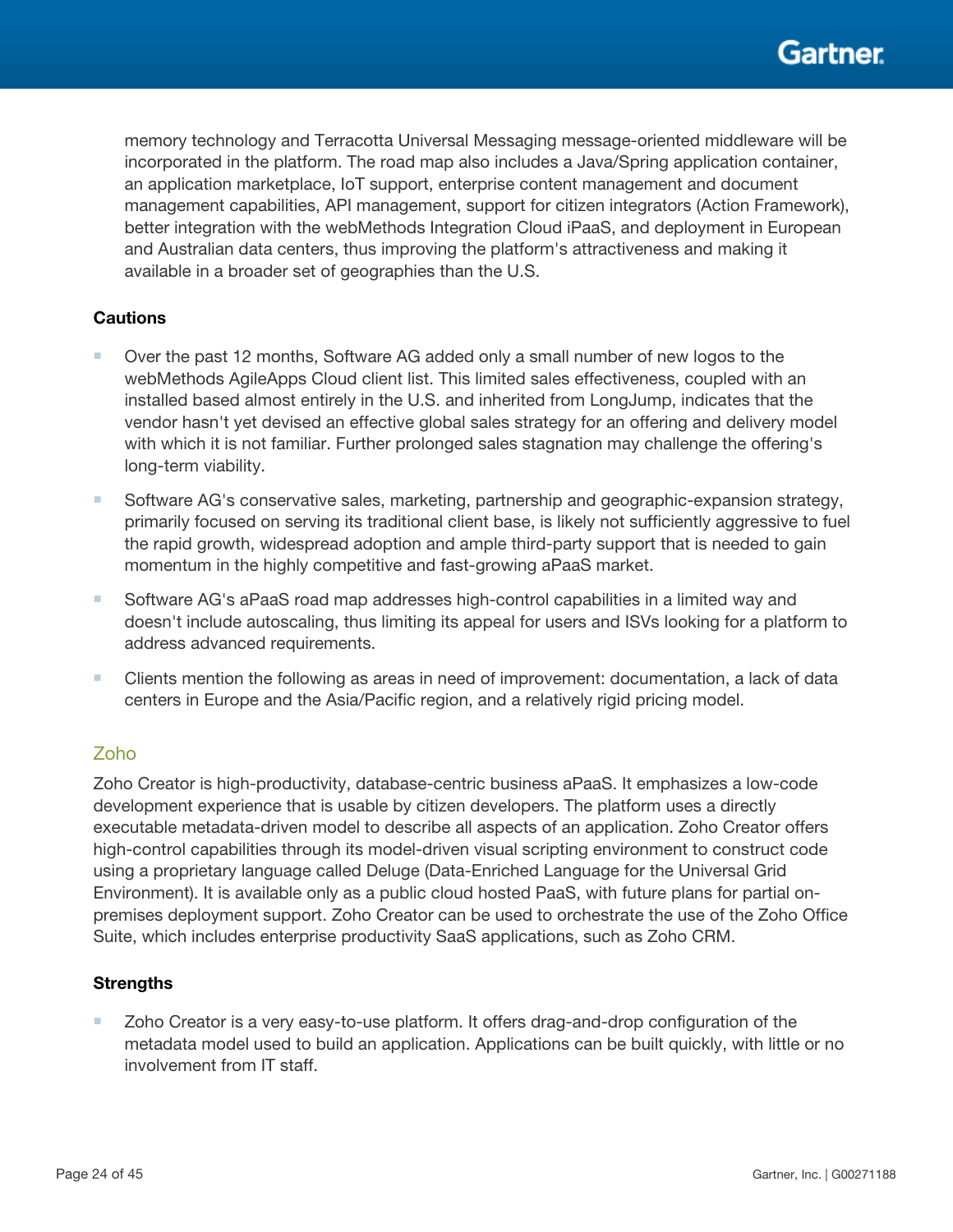memory technology and Terracotta Universal Messaging message-oriented middleware will be incorporated in the platform. The road map also includes a Java/Spring application container, an application marketplace, IoT support, enterprise content management and document management capabilities, API management, support for citizen integrators (Action Framework), better integration with the webMethods Integration Cloud iPaaS, and deployment in European and Australian data centers, thus improving the platform's attractiveness and making it available in a broader set of geographies than the U.S.

#### Cautions

- Over the past 12 months, Software AG added only a small number of new logos to the webMethods AgileApps Cloud client list. This limited sales effectiveness, coupled with an installed based almost entirely in the U.S. and inherited from LongJump, indicates that the vendor hasn't yet devised an effective global sales strategy for an offering and delivery model with which it is not familiar. Further prolonged sales stagnation may challenge the offering's long-term viability.
- Software AG's conservative sales, marketing, partnership and geographic-expansion strategy, primarily focused on serving its traditional client base, is likely not sufficiently aggressive to fuel the rapid growth, widespread adoption and ample third-party support that is needed to gain momentum in the highly competitive and fast-growing aPaaS market.
- Software AG's aPaaS road map addresses high-control capabilities in a limited way and doesn't include autoscaling, thus limiting its appeal for users and ISVs looking for a platform to address advanced requirements.
- Clients mention the following as areas in need of improvement: documentation, a lack of data centers in Europe and the Asia/Pacific region, and a relatively rigid pricing model.

### Zoho

Zoho Creator is high-productivity, database-centric business aPaaS. It emphasizes a low-code development experience that is usable by citizen developers. The platform uses a directly executable metadata-driven model to describe all aspects of an application. Zoho Creator offers high-control capabilities through its model-driven visual scripting environment to construct code using a proprietary language called Deluge (Data-Enriched Language for the Universal Grid Environment). It is available only as a public cloud hosted PaaS, with future plans for partial on-premises deployment support. Zoho Creator can be used to orchestrate the use of the Zoho Office Suite, which includes enterprise productivity SaaS applications, such as Zoho CRM.

#### Strengths

- Zoho Creator is a very easy-to-use platform. It offers drag-and-drop configuration of the metadata model used to build an application. Applications can be built quickly, with little or no involvement from IT staff.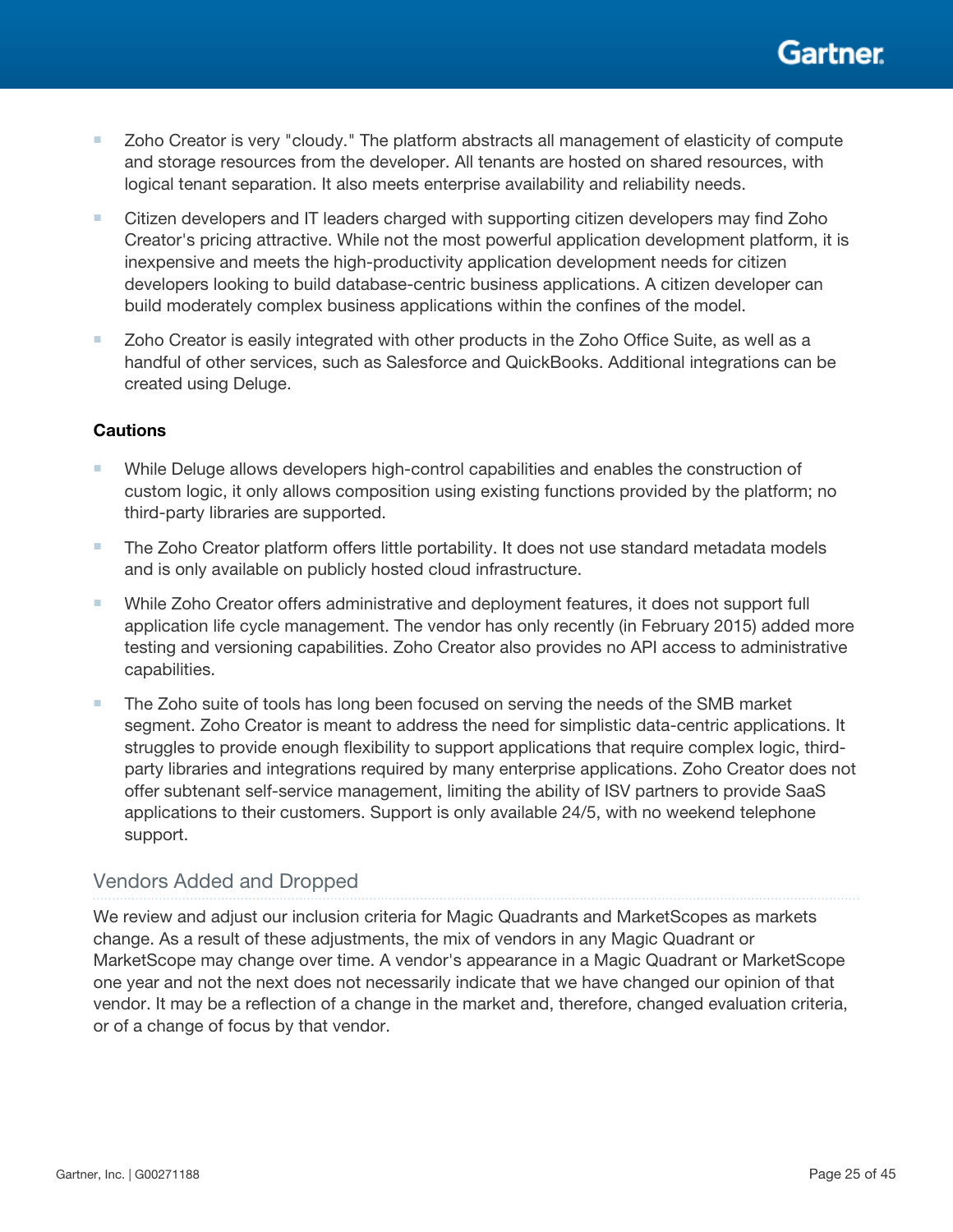- Zoho Creator is very "cloudy." The platform abstracts all management of elasticity of compute and storage resources from the developer. All tenants are hosted on shared resources, with logical tenant separation. It also meets enterprise availability and reliability needs.
- Citizen developers and IT leaders charged with supporting citizen developers may find Zoho Creator's pricing attractive. While not the most powerful application development platform, it is inexpensive and meets the high-productivity application development needs for citizen developers looking to build database-centric business applications. A citizen developer can build moderately complex business applications within the confines of the model.
- Zoho Creator is easily integrated with other products in the Zoho Office Suite, as well as a handful of other services, such as Salesforce and QuickBooks. Additional integrations can be created using Deluge.

**Cautions**

- While Deluge allows developers high-control capabilities and enables the construction of custom logic, it only allows composition using existing functions provided by the platform; no third-party libraries are supported.
- The Zoho Creator platform offers little portability. It does not use standard metadata models and is only available on publicly hosted cloud infrastructure.
- While Zoho Creator offers administrative and deployment features, it does not support full application life cycle management. The vendor has only recently (in February 2015) added more testing and versioning capabilities. Zoho Creator also provides no API access to administrative capabilities.
- The Zoho suite of tools has long been focused on serving the needs of the SMB market segment. Zoho Creator is meant to address the need for simplistic data-centric applications. It struggles to provide enough flexibility to support applications that require complex logic, third-party libraries and integrations required by many enterprise applications. Zoho Creator does not offer subtenant self-service management, limiting the ability of ISV partners to provide SaaS applications to their customers. Support is only available 24/5, with no weekend telephone support.

## Vendors Added and Dropped

We review and adjust our inclusion criteria for Magic Quadrants and MarketScopes as markets change. As a result of these adjustments, the mix of vendors in any Magic Quadrant or MarketScope may change over time. A vendor's appearance in a Magic Quadrant or MarketScope one year and not the next does not necessarily indicate that we have changed our opinion of that vendor. It may be a reflection of a change in the market and, therefore, changed evaluation criteria, or of a change of focus by that vendor.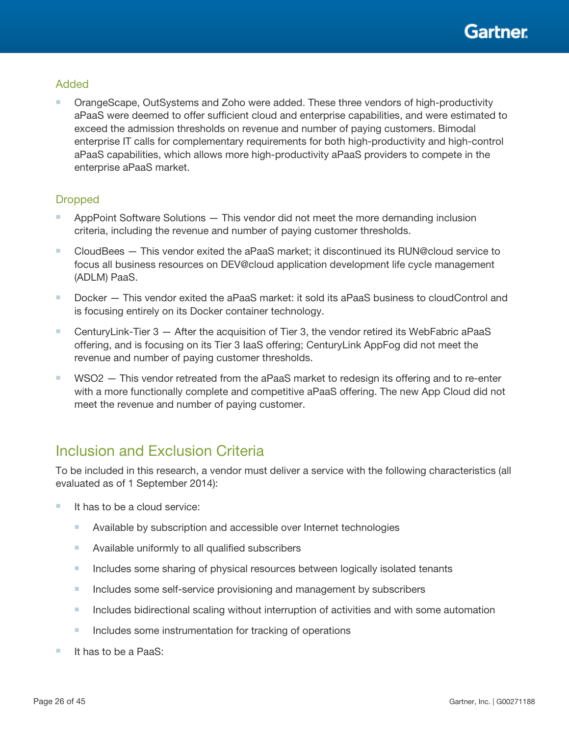### Added

- OrangeScape, OutSystems and Zoho were added. These three vendors of high-productivity aPaaS were deemed to offer sufficient cloud and enterprise capabilities, and were estimated to exceed the admission thresholds on revenue and number of paying customers. Bimodal enterprise IT calls for complementary requirements for both high-productivity and high-control aPaaS capabilities, which allows more high-productivity aPaaS providers to compete in the enterprise aPaaS market.

### Dropped

- AppPoint Software Solutions — This vendor did not meet the more demanding inclusion criteria, including the revenue and number of paying customer thresholds.
- CloudBees — This vendor exited the aPaaS market; it discontinued its RUN@cloud service to focus all business resources on DEV@cloud application development life cycle management (ADLM) PaaS.
- Docker — This vendor exited the aPaaS market: it sold its aPaaS business to cloudControl and is focusing entirely on its Docker container technology.
- CenturyLink-Tier 3 — After the acquisition of Tier 3, the vendor retired its WebFabric aPaaS offering, and is focusing on its Tier 3 IaaS offering; CenturyLink AppFog did not meet the revenue and number of paying customer thresholds.
- WSO2 — This vendor retreated from the aPaaS market to redesign its offering and to re-enter with a more functionally complete and competitive aPaaS offering. The new App Cloud did not meet the revenue and number of paying customer.

## Inclusion and Exclusion Criteria

To be included in this research, a vendor must deliver a service with the following characteristics (all evaluated as of 1 September 2014):

- It has to be a cloud service:
  - Available by subscription and accessible over Internet technologies
  - Available uniformly to all qualified subscribers
  - Includes some sharing of physical resources between logically isolated tenants
  - Includes some self-service provisioning and management by subscribers
  - Includes bidirectional scaling without interruption of activities and with some automation
  - Includes some instrumentation for tracking of operations
- It has to be a PaaS: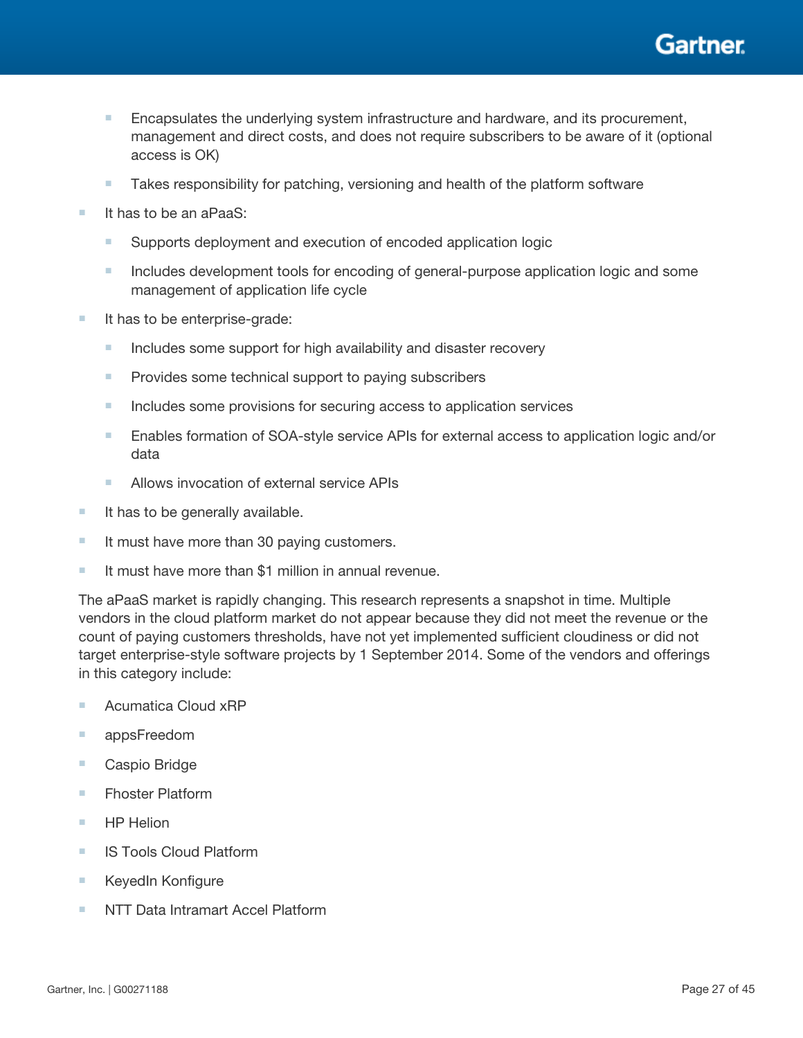- Encapsulates the underlying system infrastructure and hardware, and its procurement, management and direct costs, and does not require subscribers to be aware of it (optional access is OK)
  - Takes responsibility for patching, versioning and health of the platform software
- It has to be an aPaaS:
  - Supports deployment and execution of encoded application logic
  - Includes development tools for encoding of general-purpose application logic and some management of application life cycle
- It has to be enterprise-grade:
  - Includes some support for high availability and disaster recovery
  - Provides some technical support to paying subscribers
  - Includes some provisions for securing access to application services
  - Enables formation of SOA-style service APIs for external access to application logic and/or data
  - Allows invocation of external service APIs
- It has to be generally available.
- It must have more than 30 paying customers.
- It must have more than $1 million in annual revenue.

The aPaaS market is rapidly changing. This research represents a snapshot in time. Multiple vendors in the cloud platform market do not appear because they did not meet the revenue or the count of paying customers thresholds, have not yet implemented sufficient cloudiness or did not target enterprise-style software projects by 1 September 2014. Some of the vendors and offerings in this category include:

- Acumatica Cloud xRP
- appsFreedom
- Caspio Bridge
- Fhoster Platform
- HP Helion
- IS Tools Cloud Platform
- KeyedIn Konfigure
- NTT Data Intramart Accel Platform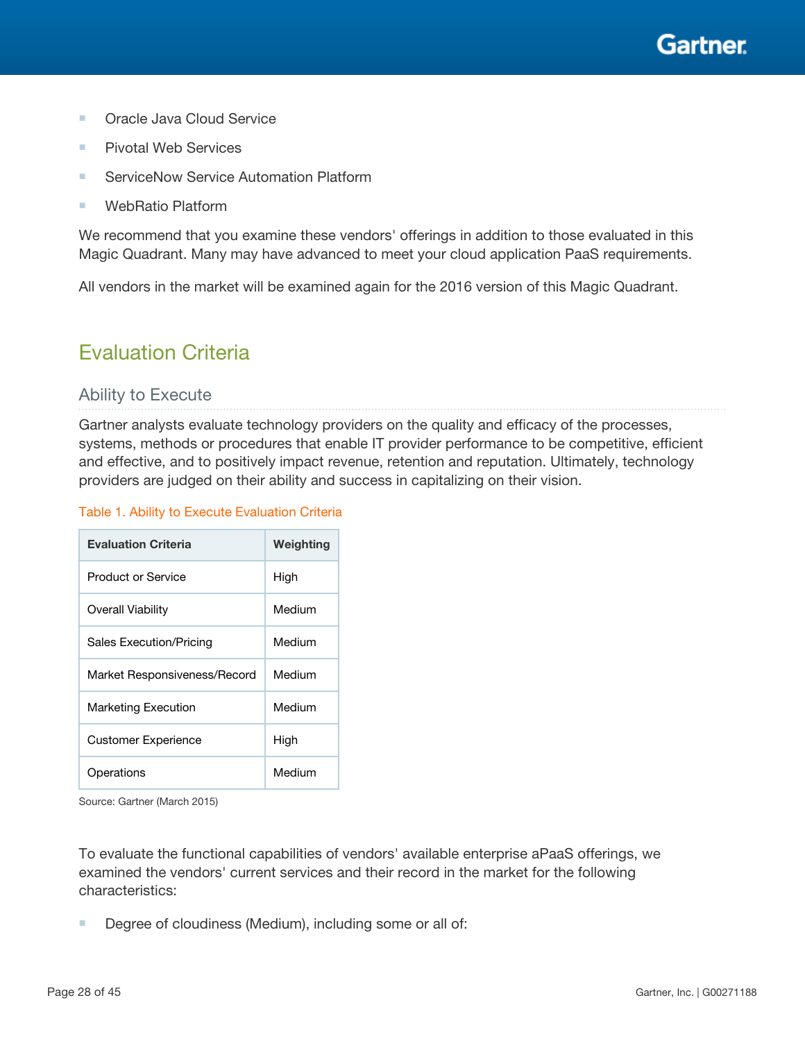- Oracle Java Cloud Service
- Pivotal Web Services
- ServiceNow Service Automation Platform
- WebRatio Platform

We recommend that you examine these vendors' offerings in addition to those evaluated in this Magic Quadrant. Many may have advanced to meet your cloud application PaaS requirements.

All vendors in the market will be examined again for the 2016 version of this Magic Quadrant.

## Evaluation Criteria

### Ability to Execute

Gartner analysts evaluate technology providers on the quality and efficacy of the processes, systems, methods or procedures that enable IT provider performance to be competitive, efficient and effective, and to positively impact revenue, retention and reputation. Ultimately, technology providers are judged on their ability and success in capitalizing on their vision.

Table 1. Ability to Execute Evaluation Criteria

| Evaluation Criteria | Weighting |
| --- | --- |
| Product or Service | High |
| Overall Viability | Medium |
| Sales Execution/Pricing | Medium |
| Market Responsiveness/Record | Medium |
| Marketing Execution | Medium |
| Customer Experience | High |
| Operations | Medium |

Source: Gartner (March 2015)

To evaluate the functional capabilities of vendors' available enterprise aPaaS offerings, we examined the vendors' current services and their record in the market for the following characteristics:

- Degree of cloudiness (Medium), including some or all of: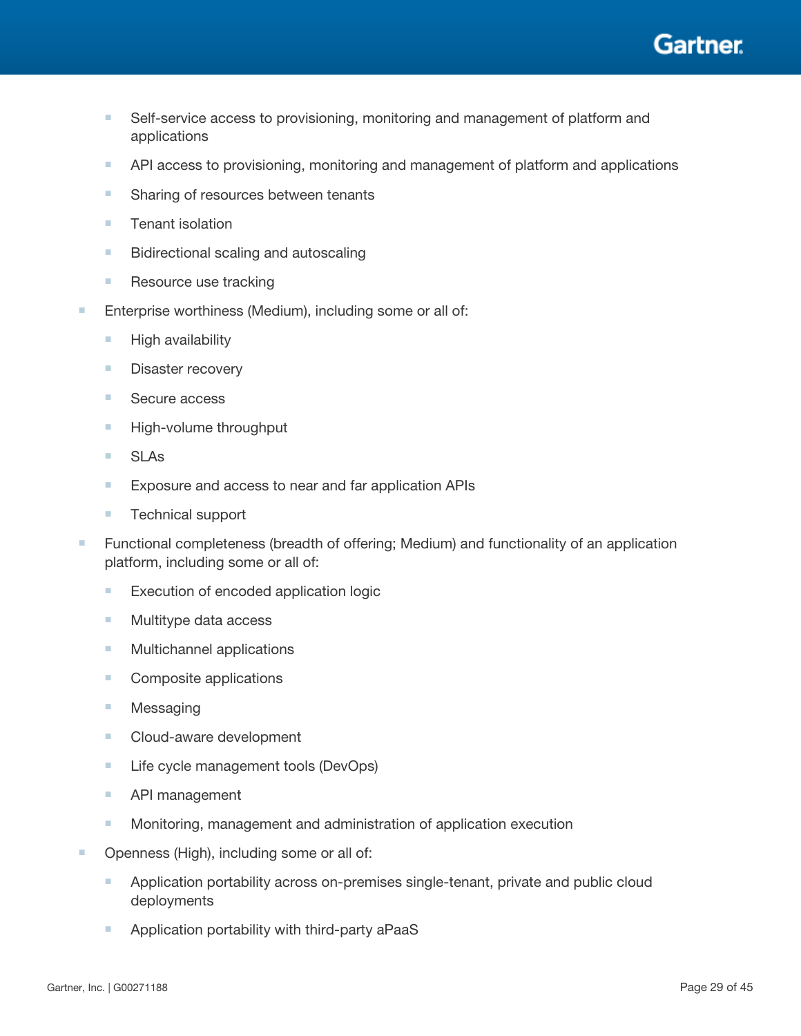- Self-service access to provisioning, monitoring and management of platform and applications
    - API access to provisioning, monitoring and management of platform and applications
    - Sharing of resources between tenants
    - Tenant isolation
    - Bidirectional scaling and autoscaling
    - Resource use tracking
- Enterprise worthiness (Medium), including some or all of:
    - High availability
    - Disaster recovery
    - Secure access
    - High-volume throughput
    - SLAs
    - Exposure and access to near and far application APIs
    - Technical support
- Functional completeness (breadth of offering; Medium) and functionality of an application platform, including some or all of:
    - Execution of encoded application logic
    - Multitype data access
    - Multichannel applications
    - Composite applications
    - Messaging
    - Cloud-aware development
    - Life cycle management tools (DevOps)
    - API management
    - Monitoring, management and administration of application execution
- Openness (High), including some or all of:
    - Application portability across on-premises single-tenant, private and public cloud deployments
    - Application portability with third-party aPaaS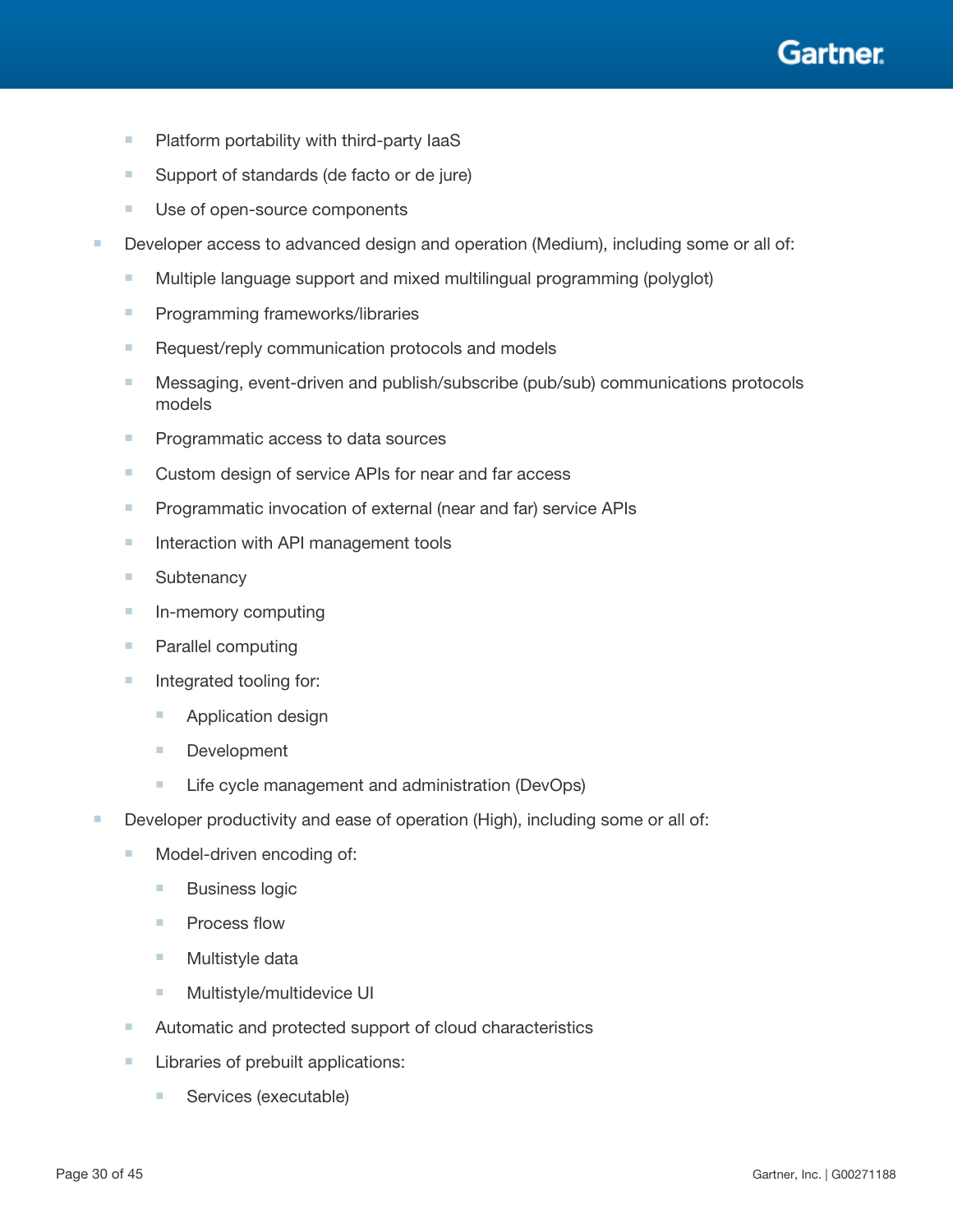- Platform portability with third-party IaaS
    - Support of standards (de facto or de jure)
    - Use of open-source components
- Developer access to advanced design and operation (Medium), including some or all of:
    - Multiple language support and mixed multilingual programming (polyglot)
    - Programming frameworks/libraries
    - Request/reply communication protocols and models
    - Messaging, event-driven and publish/subscribe (pub/sub) communications protocols models
    - Programmatic access to data sources
    - Custom design of service APIs for near and far access
    - Programmatic invocation of external (near and far) service APIs
    - Interaction with API management tools
    - Subtenancy
    - In-memory computing
    - Parallel computing
    - Integrated tooling for:
        - Application design
        - Development
        - Life cycle management and administration (DevOps)
- Developer productivity and ease of operation (High), including some or all of:
    - Model-driven encoding of:
        - Business logic
        - Process flow
        - Multistyle data
        - Multistyle/multidevice UI
    - Automatic and protected support of cloud characteristics
    - Libraries of prebuilt applications:
        - Services (executable)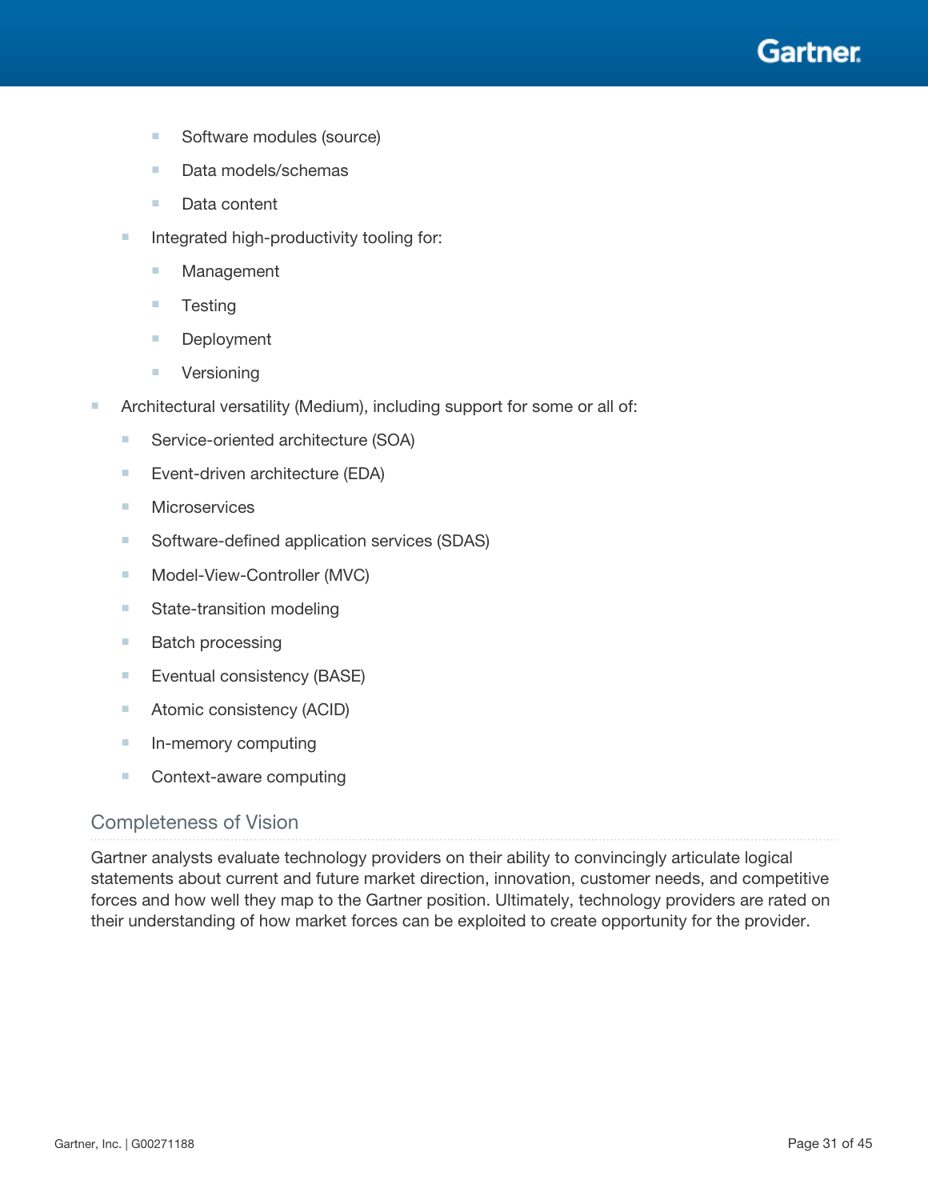- Software modules (source)
    - Data models/schemas
    - Data content
  - Integrated high-productivity tooling for:
    - Management
    - Testing
    - Deployment
    - Versioning
- Architectural versatility (Medium), including support for some or all of:
  - Service-oriented architecture (SOA)
  - Event-driven architecture (EDA)
  - Microservices
  - Software-defined application services (SDAS)
  - Model-View-Controller (MVC)
  - State-transition modeling
  - Batch processing
  - Eventual consistency (BASE)
  - Atomic consistency (ACID)
  - In-memory computing
  - Context-aware computing

## Completeness of Vision

Gartner analysts evaluate technology providers on their ability to convincingly articulate logical statements about current and future market direction, innovation, customer needs, and competitive forces and how well they map to the Gartner position. Ultimately, technology providers are rated on their understanding of how market forces can be exploited to create opportunity for the provider.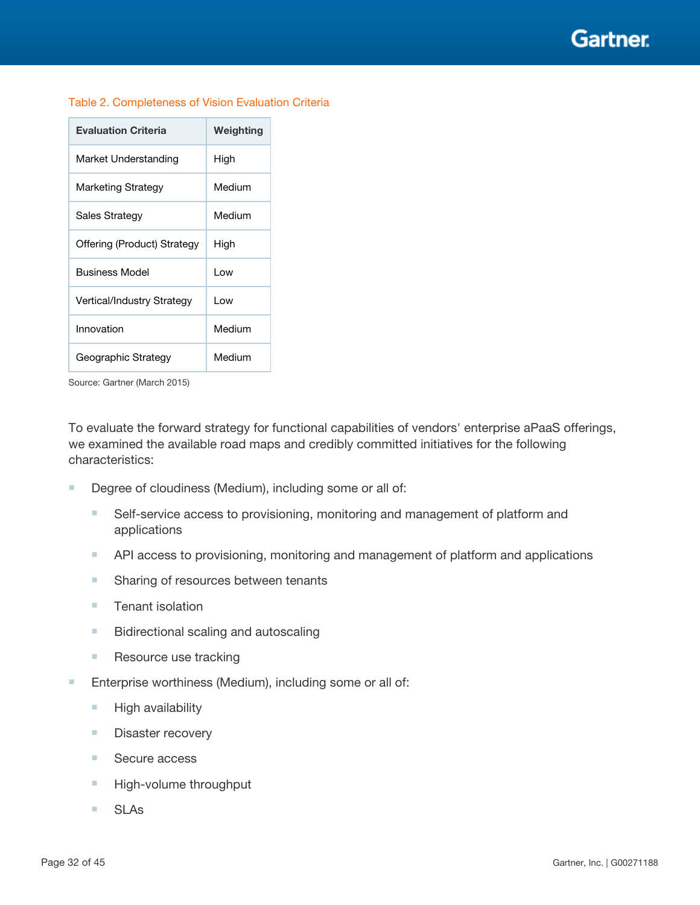Table 2. Completeness of Vision Evaluation Criteria

| Evaluation Criteria | Weighting |
| --- | --- |
| Market Understanding | High |
| Marketing Strategy | Medium |
| Sales Strategy | Medium |
| Offering (Product) Strategy | High |
| Business Model | Low |
| Vertical/Industry Strategy | Low |
| Innovation | Medium |
| Geographic Strategy | Medium |

Source: Gartner (March 2015)

To evaluate the forward strategy for functional capabilities of vendors' enterprise aPaaS offerings, we examined the available road maps and credibly committed initiatives for the following characteristics:

- Degree of cloudiness (Medium), including some or all of:
  - Self-service access to provisioning, monitoring and management of platform and applications
  - API access to provisioning, monitoring and management of platform and applications
  - Sharing of resources between tenants
  - Tenant isolation
  - Bidirectional scaling and autoscaling
  - Resource use tracking
- Enterprise worthiness (Medium), including some or all of:
  - High availability
  - Disaster recovery
  - Secure access
  - High-volume throughput
  - SLAs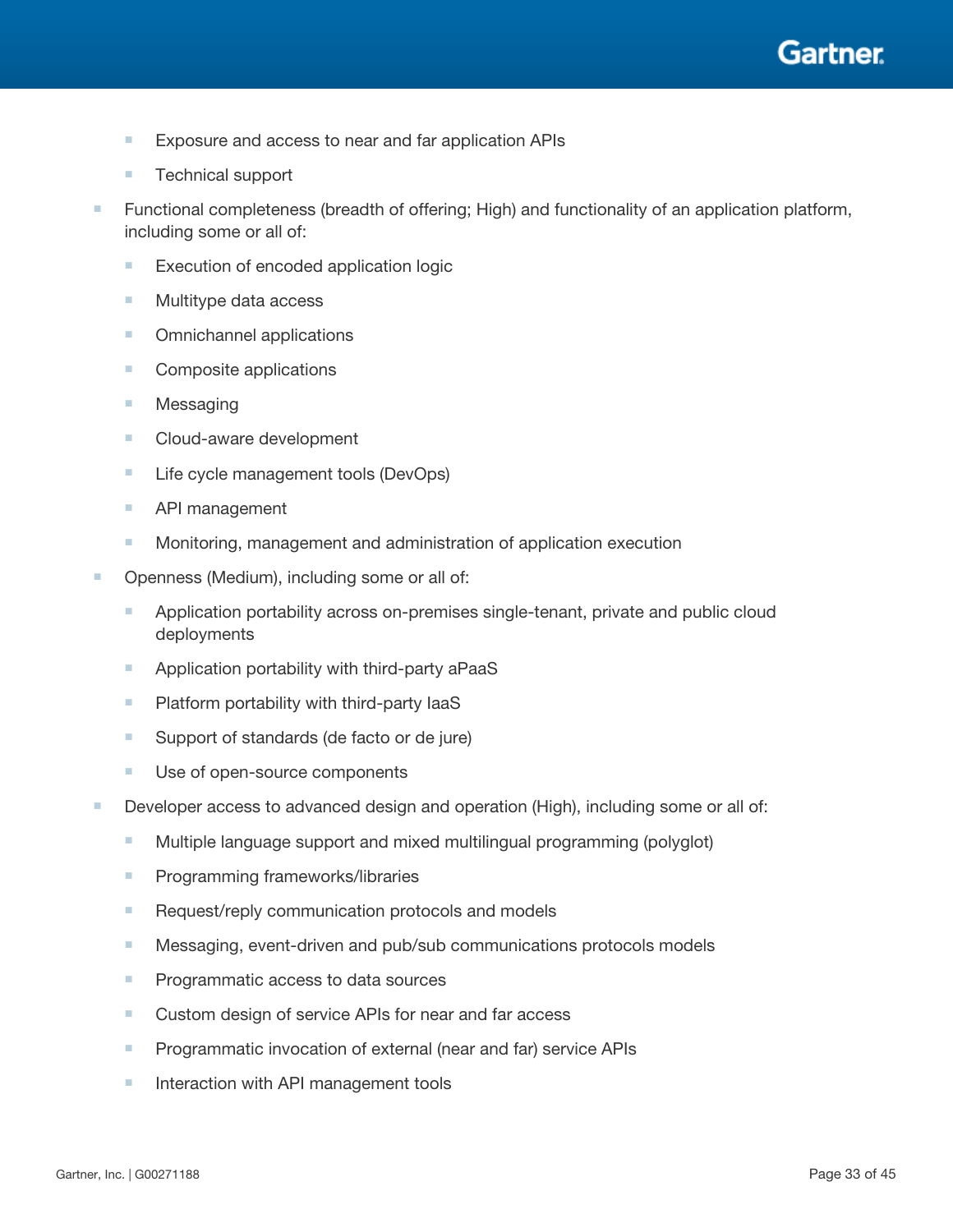- Exposure and access to near and far application APIs
    - Technical support
- Functional completeness (breadth of offering; High) and functionality of an application platform, including some or all of:
    - Execution of encoded application logic
    - Multitype data access
    - Omnichannel applications
    - Composite applications
    - Messaging
    - Cloud-aware development
    - Life cycle management tools (DevOps)
    - API management
    - Monitoring, management and administration of application execution
- Openness (Medium), including some or all of:
    - Application portability across on-premises single-tenant, private and public cloud deployments
    - Application portability with third-party aPaaS
    - Platform portability with third-party IaaS
    - Support of standards (de facto or de jure)
    - Use of open-source components
- Developer access to advanced design and operation (High), including some or all of:
    - Multiple language support and mixed multilingual programming (polyglot)
    - Programming frameworks/libraries
    - Request/reply communication protocols and models
    - Messaging, event-driven and pub/sub communications protocols models
    - Programmatic access to data sources
    - Custom design of service APIs for near and far access
    - Programmatic invocation of external (near and far) service APIs
    - Interaction with API management tools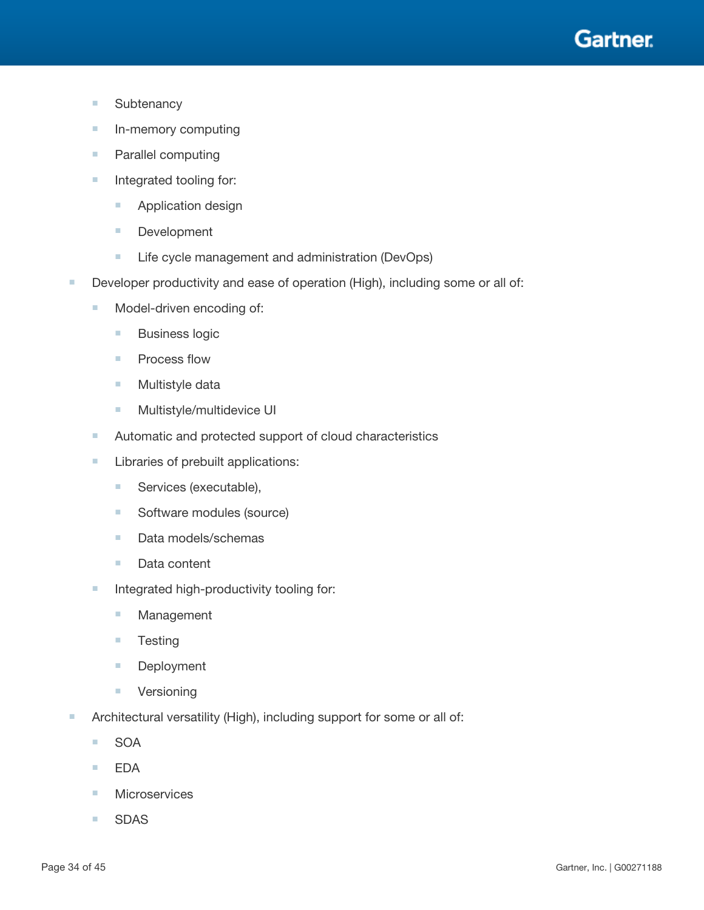- Subtenancy
    - In-memory computing
    - Parallel computing
    - Integrated tooling for:
        - Application design
        - Development
        - Life cycle management and administration (DevOps)
- Developer productivity and ease of operation (High), including some or all of:
    - Model-driven encoding of:
        - Business logic
        - Process flow
        - Multistyle data
        - Multistyle/multidevice UI
    - Automatic and protected support of cloud characteristics
    - Libraries of prebuilt applications:
        - Services (executable),
        - Software modules (source)
        - Data models/schemas
        - Data content
    - Integrated high-productivity tooling for:
        - Management
        - Testing
        - Deployment
        - Versioning
- Architectural versatility (High), including support for some or all of:
    - SOA
    - EDA
    - Microservices
    - SDAS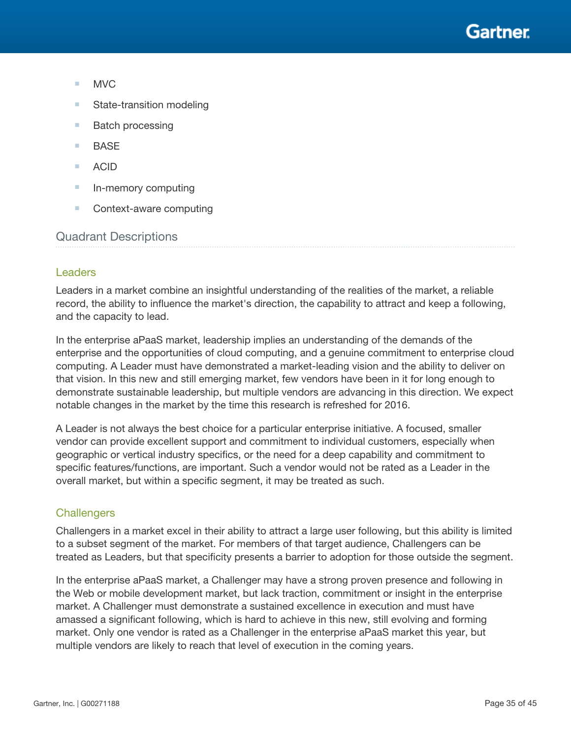- MVC
- State-transition modeling
- Batch processing
- BASE
- ACID
- In-memory computing
- Context-aware computing

## Quadrant Descriptions

### Leaders

Leaders in a market combine an insightful understanding of the realities of the market, a reliable record, the ability to influence the market's direction, the capability to attract and keep a following, and the capacity to lead.

In the enterprise aPaaS market, leadership implies an understanding of the demands of the enterprise and the opportunities of cloud computing, and a genuine commitment to enterprise cloud computing. A Leader must have demonstrated a market-leading vision and the ability to deliver on that vision. In this new and still emerging market, few vendors have been in it for long enough to demonstrate sustainable leadership, but multiple vendors are advancing in this direction. We expect notable changes in the market by the time this research is refreshed for 2016.

A Leader is not always the best choice for a particular enterprise initiative. A focused, smaller vendor can provide excellent support and commitment to individual customers, especially when geographic or vertical industry specifics, or the need for a deep capability and commitment to specific features/functions, are important. Such a vendor would not be rated as a Leader in the overall market, but within a specific segment, it may be treated as such.

### Challengers

Challengers in a market excel in their ability to attract a large user following, but this ability is limited to a subset segment of the market. For members of that target audience, Challengers can be treated as Leaders, but that specificity presents a barrier to adoption for those outside the segment.

In the enterprise aPaaS market, a Challenger may have a strong proven presence and following in the Web or mobile development market, but lack traction, commitment or insight in the enterprise market. A Challenger must demonstrate a sustained excellence in execution and must have amassed a significant following, which is hard to achieve in this new, still evolving and forming market. Only one vendor is rated as a Challenger in the enterprise aPaaS market this year, but multiple vendors are likely to reach that level of execution in the coming years.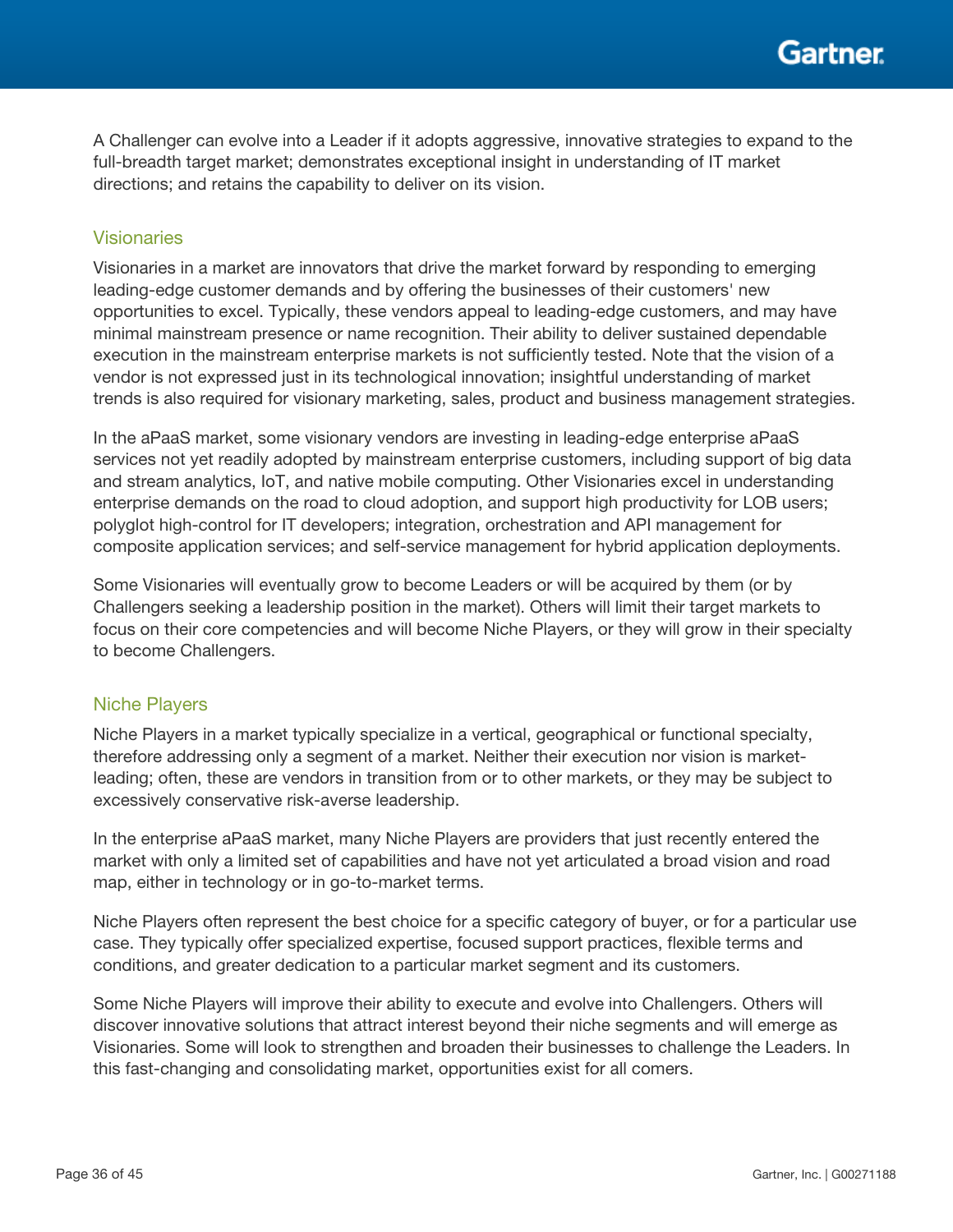A Challenger can evolve into a Leader if it adopts aggressive, innovative strategies to expand to the full-breadth target market; demonstrates exceptional insight in understanding of IT market directions; and retains the capability to deliver on its vision.

### Visionaries

Visionaries in a market are innovators that drive the market forward by responding to emerging leading-edge customer demands and by offering the businesses of their customers' new opportunities to excel. Typically, these vendors appeal to leading-edge customers, and may have minimal mainstream presence or name recognition. Their ability to deliver sustained dependable execution in the mainstream enterprise markets is not sufficiently tested. Note that the vision of a vendor is not expressed just in its technological innovation; insightful understanding of market trends is also required for visionary marketing, sales, product and business management strategies.

In the aPaaS market, some visionary vendors are investing in leading-edge enterprise aPaaS services not yet readily adopted by mainstream enterprise customers, including support of big data and stream analytics, IoT, and native mobile computing. Other Visionaries excel in understanding enterprise demands on the road to cloud adoption, and support high productivity for LOB users; polyglot high-control for IT developers; integration, orchestration and API management for composite application services; and self-service management for hybrid application deployments.

Some Visionaries will eventually grow to become Leaders or will be acquired by them (or by Challengers seeking a leadership position in the market). Others will limit their target markets to focus on their core competencies and will become Niche Players, or they will grow in their specialty to become Challengers.

### Niche Players

Niche Players in a market typically specialize in a vertical, geographical or functional specialty, therefore addressing only a segment of a market. Neither their execution nor vision is market-leading; often, these are vendors in transition from or to other markets, or they may be subject to excessively conservative risk-averse leadership.

In the enterprise aPaaS market, many Niche Players are providers that just recently entered the market with only a limited set of capabilities and have not yet articulated a broad vision and road map, either in technology or in go-to-market terms.

Niche Players often represent the best choice for a specific category of buyer, or for a particular use case. They typically offer specialized expertise, focused support practices, flexible terms and conditions, and greater dedication to a particular market segment and its customers.

Some Niche Players will improve their ability to execute and evolve into Challengers. Others will discover innovative solutions that attract interest beyond their niche segments and will emerge as Visionaries. Some will look to strengthen and broaden their businesses to challenge the Leaders. In this fast-changing and consolidating market, opportunities exist for all comers.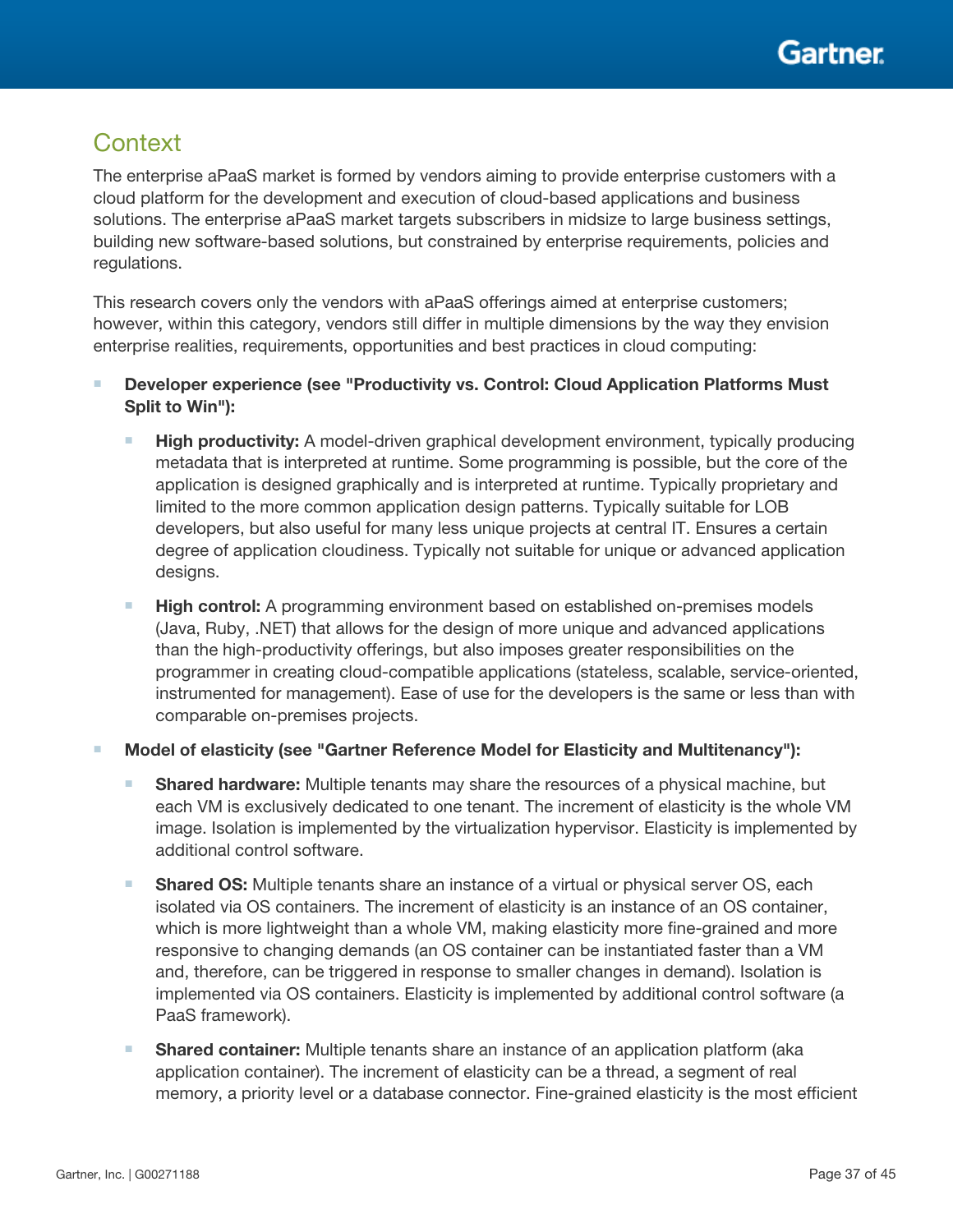## Context

The enterprise aPaaS market is formed by vendors aiming to provide enterprise customers with a cloud platform for the development and execution of cloud-based applications and business solutions. The enterprise aPaaS market targets subscribers in midsize to large business settings, building new software-based solutions, but constrained by enterprise requirements, policies and regulations.

This research covers only the vendors with aPaaS offerings aimed at enterprise customers; however, within this category, vendors still differ in multiple dimensions by the way they envision enterprise realities, requirements, opportunities and best practices in cloud computing:

- **Developer experience (see "Productivity vs. Control: Cloud Application Platforms Must Split to Win"):**
  - **High productivity:** A model-driven graphical development environment, typically producing metadata that is interpreted at runtime. Some programming is possible, but the core of the application is designed graphically and is interpreted at runtime. Typically proprietary and limited to the more common application design patterns. Typically suitable for LOB developers, but also useful for many less unique projects at central IT. Ensures a certain degree of application cloudiness. Typically not suitable for unique or advanced application designs.
  - **High control:** A programming environment based on established on-premises models (Java, Ruby, .NET) that allows for the design of more unique and advanced applications than the high-productivity offerings, but also imposes greater responsibilities on the programmer in creating cloud-compatible applications (stateless, scalable, service-oriented, instrumented for management). Ease of use for the developers is the same or less than with comparable on-premises projects.
- **Model of elasticity (see "Gartner Reference Model for Elasticity and Multitenancy"):**
  - **Shared hardware:** Multiple tenants may share the resources of a physical machine, but each VM is exclusively dedicated to one tenant. The increment of elasticity is the whole VM image. Isolation is implemented by the virtualization hypervisor. Elasticity is implemented by additional control software.
  - **Shared OS:** Multiple tenants share an instance of a virtual or physical server OS, each isolated via OS containers. The increment of elasticity is an instance of an OS container, which is more lightweight than a whole VM, making elasticity more fine-grained and more responsive to changing demands (an OS container can be instantiated faster than a VM and, therefore, can be triggered in response to smaller changes in demand). Isolation is implemented via OS containers. Elasticity is implemented by additional control software (a PaaS framework).
  - **Shared container:** Multiple tenants share an instance of an application platform (aka application container). The increment of elasticity can be a thread, a segment of real memory, a priority level or a database connector. Fine-grained elasticity is the most efficient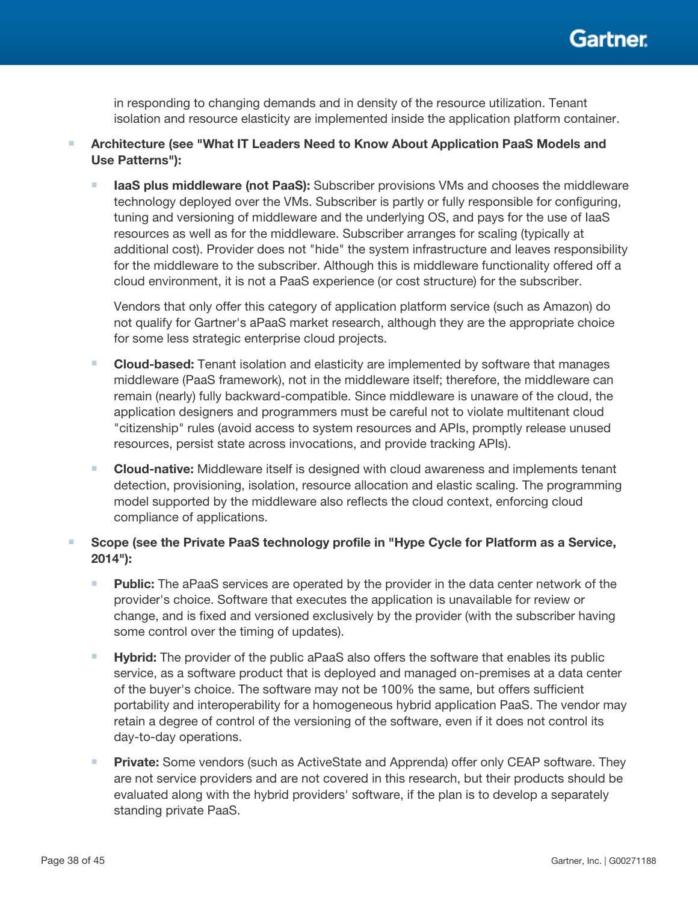in responding to changing demands and in density of the resource utilization. Tenant isolation and resource elasticity are implemented inside the application platform container.

- **Architecture (see "What IT Leaders Need to Know About Application PaaS Models and Use Patterns"):**
  - **IaaS plus middleware (not PaaS):** Subscriber provisions VMs and chooses the middleware technology deployed over the VMs. Subscriber is partly or fully responsible for configuring, tuning and versioning of middleware and the underlying OS, and pays for the use of IaaS resources as well as for the middleware. Subscriber arranges for scaling (typically at additional cost). Provider does not "hide" the system infrastructure and leaves responsibility for the middleware to the subscriber. Although this is middleware functionality offered off a cloud environment, it is not a PaaS experience (or cost structure) for the subscriber.

    Vendors that only offer this category of application platform service (such as Amazon) do not qualify for Gartner's aPaaS market research, although they are the appropriate choice for some less strategic enterprise cloud projects.
  - **Cloud-based:** Tenant isolation and elasticity are implemented by software that manages middleware (PaaS framework), not in the middleware itself; therefore, the middleware can remain (nearly) fully backward-compatible. Since middleware is unaware of the cloud, the application designers and programmers must be careful not to violate multitenant cloud "citizenship" rules (avoid access to system resources and APIs, promptly release unused resources, persist state across invocations, and provide tracking APIs).
  - **Cloud-native:** Middleware itself is designed with cloud awareness and implements tenant detection, provisioning, isolation, resource allocation and elastic scaling. The programming model supported by the middleware also reflects the cloud context, enforcing cloud compliance of applications.
- **Scope (see the Private PaaS technology profile in "Hype Cycle for Platform as a Service, 2014"):**
  - **Public:** The aPaaS services are operated by the provider in the data center network of the provider's choice. Software that executes the application is unavailable for review or change, and is fixed and versioned exclusively by the provider (with the subscriber having some control over the timing of updates).
  - **Hybrid:** The provider of the public aPaaS also offers the software that enables its public service, as a software product that is deployed and managed on-premises at a data center of the buyer's choice. The software may not be 100% the same, but offers sufficient portability and interoperability for a homogeneous hybrid application PaaS. The vendor may retain a degree of control of the versioning of the software, even if it does not control its day-to-day operations.
  - **Private:** Some vendors (such as ActiveState and Apprenda) offer only CEAP software. They are not service providers and are not covered in this research, but their products should be evaluated along with the hybrid providers' software, if the plan is to develop a separately standing private PaaS.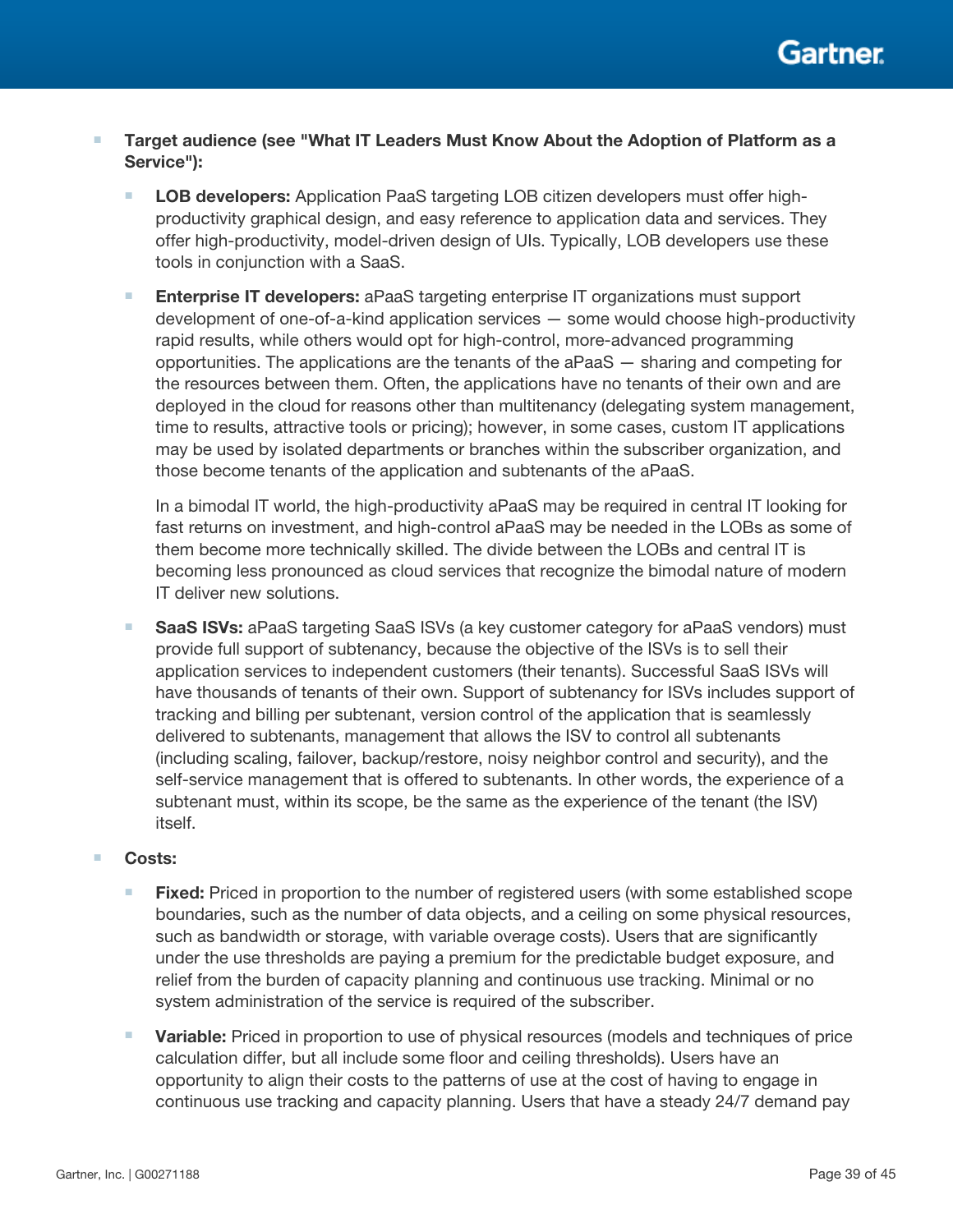- **Target audience (see "What IT Leaders Must Know About the Adoption of Platform as a Service"):**
  - **LOB developers:** Application PaaS targeting LOB citizen developers must offer high-productivity graphical design, and easy reference to application data and services. They offer high-productivity, model-driven design of UIs. Typically, LOB developers use these tools in conjunction with a SaaS.
  - **Enterprise IT developers:** aPaaS targeting enterprise IT organizations must support development of one-of-a-kind application services — some would choose high-productivity rapid results, while others would opt for high-control, more-advanced programming opportunities. The applications are the tenants of the aPaaS — sharing and competing for the resources between them. Often, the applications have no tenants of their own and are deployed in the cloud for reasons other than multitenancy (delegating system management, time to results, attractive tools or pricing); however, in some cases, custom IT applications may be used by isolated departments or branches within the subscriber organization, and those become tenants of the application and subtenants of the aPaaS.

    In a bimodal IT world, the high-productivity aPaaS may be required in central IT looking for fast returns on investment, and high-control aPaaS may be needed in the LOBs as some of them become more technically skilled. The divide between the LOBs and central IT is becoming less pronounced as cloud services that recognize the bimodal nature of modern IT deliver new solutions.
  - **SaaS ISVs:** aPaaS targeting SaaS ISVs (a key customer category for aPaaS vendors) must provide full support of subtenancy, because the objective of the ISVs is to sell their application services to independent customers (their tenants). Successful SaaS ISVs will have thousands of tenants of their own. Support of subtenancy for ISVs includes support of tracking and billing per subtenant, version control of the application that is seamlessly delivered to subtenants, management that allows the ISV to control all subtenants (including scaling, failover, backup/restore, noisy neighbor control and security), and the self-service management that is offered to subtenants. In other words, the experience of a subtenant must, within its scope, be the same as the experience of the tenant (the ISV) itself.
- **Costs:**
  - **Fixed:** Priced in proportion to the number of registered users (with some established scope boundaries, such as the number of data objects, and a ceiling on some physical resources, such as bandwidth or storage, with variable overage costs). Users that are significantly under the use thresholds are paying a premium for the predictable budget exposure, and relief from the burden of capacity planning and continuous use tracking. Minimal or no system administration of the service is required of the subscriber.
  - **Variable:** Priced in proportion to use of physical resources (models and techniques of price calculation differ, but all include some floor and ceiling thresholds). Users have an opportunity to align their costs to the patterns of use at the cost of having to engage in continuous use tracking and capacity planning. Users that have a steady 24/7 demand pay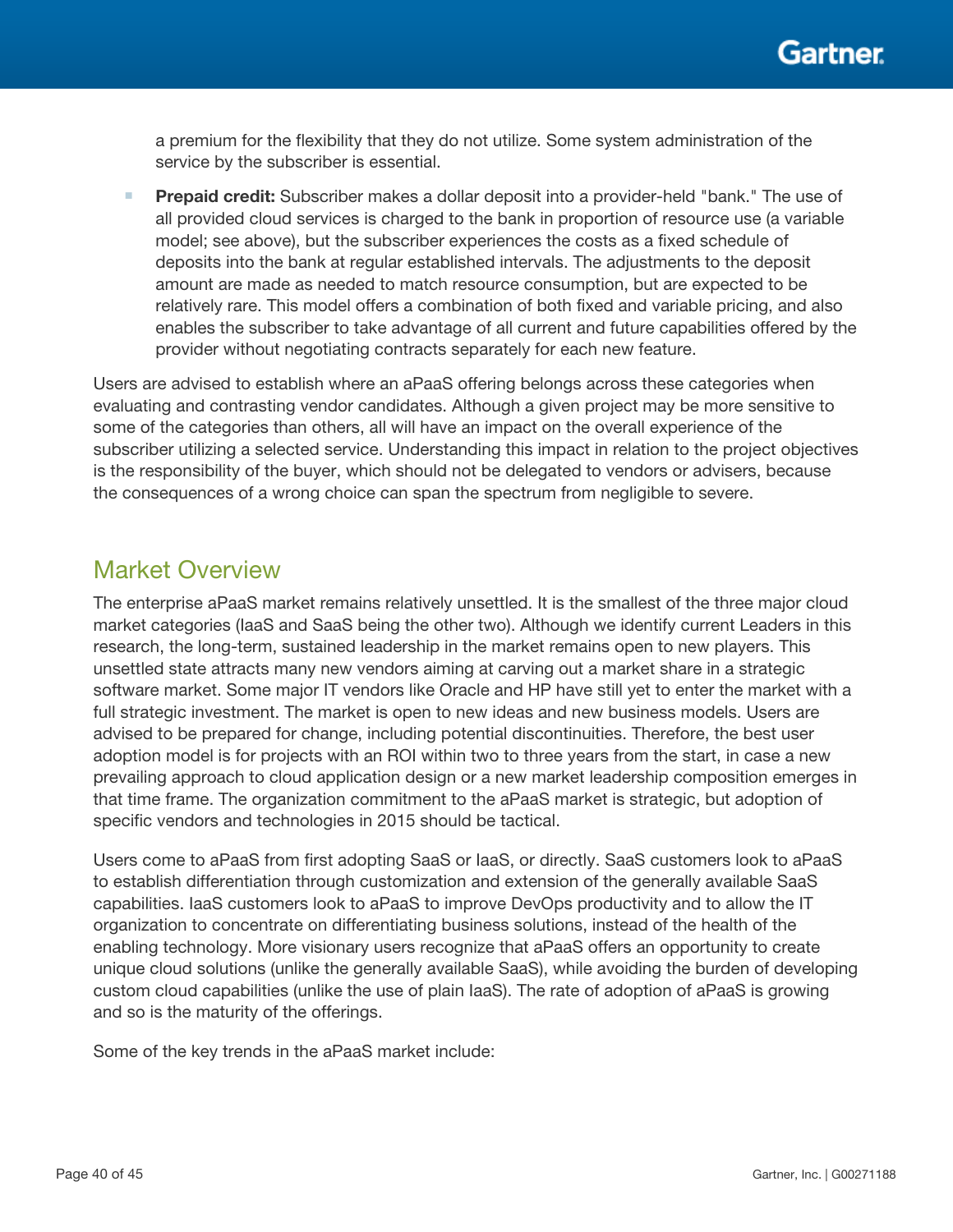a premium for the flexibility that they do not utilize. Some system administration of the service by the subscriber is essential.

- **Prepaid credit:** Subscriber makes a dollar deposit into a provider-held "bank." The use of all provided cloud services is charged to the bank in proportion of resource use (a variable model; see above), but the subscriber experiences the costs as a fixed schedule of deposits into the bank at regular established intervals. The adjustments to the deposit amount are made as needed to match resource consumption, but are expected to be relatively rare. This model offers a combination of both fixed and variable pricing, and also enables the subscriber to take advantage of all current and future capabilities offered by the provider without negotiating contracts separately for each new feature.

Users are advised to establish where an aPaaS offering belongs across these categories when evaluating and contrasting vendor candidates. Although a given project may be more sensitive to some of the categories than others, all will have an impact on the overall experience of the subscriber utilizing a selected service. Understanding this impact in relation to the project objectives is the responsibility of the buyer, which should not be delegated to vendors or advisers, because the consequences of a wrong choice can span the spectrum from negligible to severe.

## Market Overview

The enterprise aPaaS market remains relatively unsettled. It is the smallest of the three major cloud market categories (IaaS and SaaS being the other two). Although we identify current Leaders in this research, the long-term, sustained leadership in the market remains open to new players. This unsettled state attracts many new vendors aiming at carving out a market share in a strategic software market. Some major IT vendors like Oracle and HP have still yet to enter the market with a full strategic investment. The market is open to new ideas and new business models. Users are advised to be prepared for change, including potential discontinuities. Therefore, the best user adoption model is for projects with an ROI within two to three years from the start, in case a new prevailing approach to cloud application design or a new market leadership composition emerges in that time frame. The organization commitment to the aPaaS market is strategic, but adoption of specific vendors and technologies in 2015 should be tactical.

Users come to aPaaS from first adopting SaaS or IaaS, or directly. SaaS customers look to aPaaS to establish differentiation through customization and extension of the generally available SaaS capabilities. IaaS customers look to aPaaS to improve DevOps productivity and to allow the IT organization to concentrate on differentiating business solutions, instead of the health of the enabling technology. More visionary users recognize that aPaaS offers an opportunity to create unique cloud solutions (unlike the generally available SaaS), while avoiding the burden of developing custom cloud capabilities (unlike the use of plain IaaS). The rate of adoption of aPaaS is growing and so is the maturity of the offerings.

Some of the key trends in the aPaaS market include: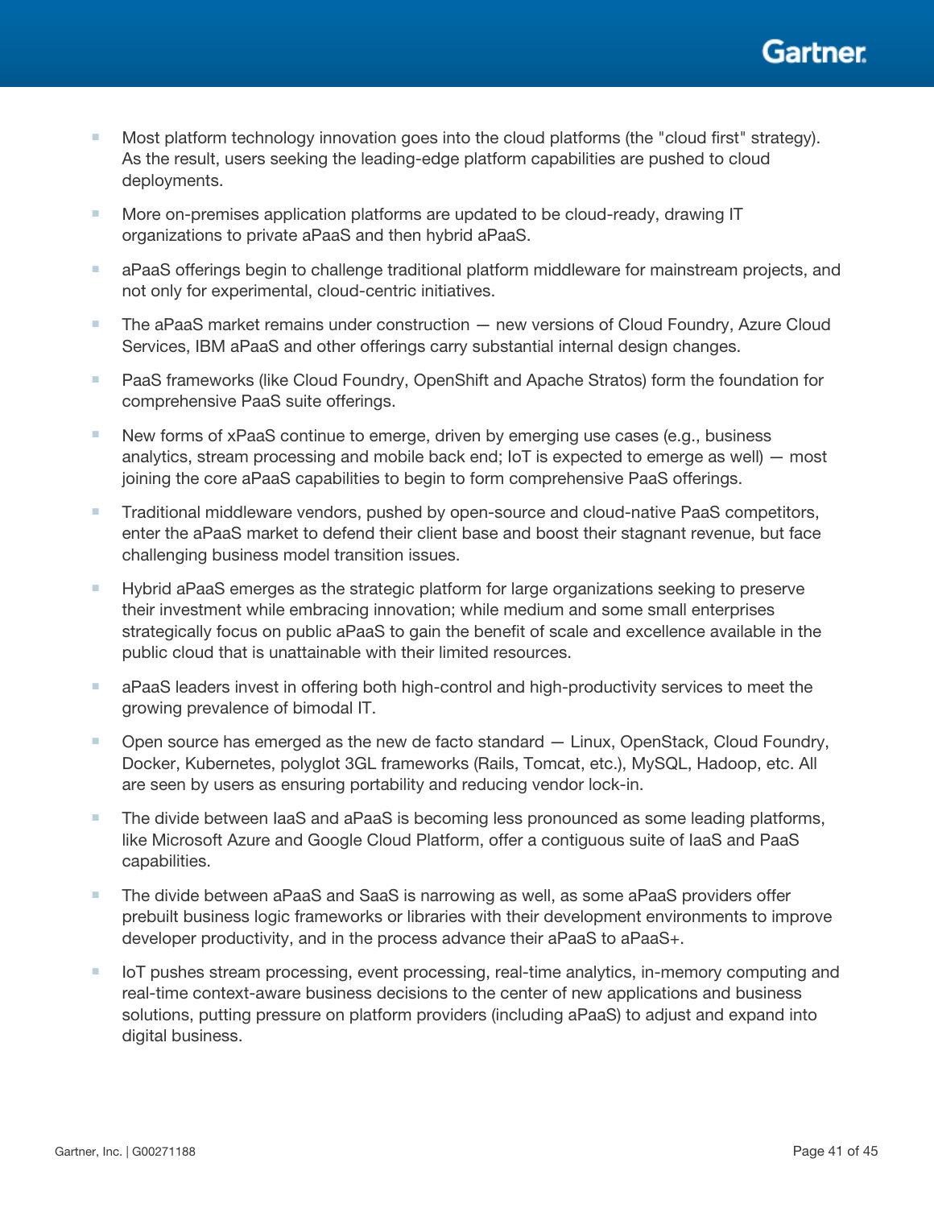- Most platform technology innovation goes into the cloud platforms (the "cloud first" strategy). As the result, users seeking the leading-edge platform capabilities are pushed to cloud deployments.
- More on-premises application platforms are updated to be cloud-ready, drawing IT organizations to private aPaaS and then hybrid aPaaS.
- aPaaS offerings begin to challenge traditional platform middleware for mainstream projects, and not only for experimental, cloud-centric initiatives.
- The aPaaS market remains under construction — new versions of Cloud Foundry, Azure Cloud Services, IBM aPaaS and other offerings carry substantial internal design changes.
- PaaS frameworks (like Cloud Foundry, OpenShift and Apache Stratos) form the foundation for comprehensive PaaS suite offerings.
- New forms of xPaaS continue to emerge, driven by emerging use cases (e.g., business analytics, stream processing and mobile back end; IoT is expected to emerge as well) — most joining the core aPaaS capabilities to begin to form comprehensive PaaS offerings.
- Traditional middleware vendors, pushed by open-source and cloud-native PaaS competitors, enter the aPaaS market to defend their client base and boost their stagnant revenue, but face challenging business model transition issues.
- Hybrid aPaaS emerges as the strategic platform for large organizations seeking to preserve their investment while embracing innovation; while medium and some small enterprises strategically focus on public aPaaS to gain the benefit of scale and excellence available in the public cloud that is unattainable with their limited resources.
- aPaaS leaders invest in offering both high-control and high-productivity services to meet the growing prevalence of bimodal IT.
- Open source has emerged as the new de facto standard — Linux, OpenStack, Cloud Foundry, Docker, Kubernetes, polyglot 3GL frameworks (Rails, Tomcat, etc.), MySQL, Hadoop, etc. All are seen by users as ensuring portability and reducing vendor lock-in.
- The divide between IaaS and aPaaS is becoming less pronounced as some leading platforms, like Microsoft Azure and Google Cloud Platform, offer a contiguous suite of IaaS and PaaS capabilities.
- The divide between aPaaS and SaaS is narrowing as well, as some aPaaS providers offer prebuilt business logic frameworks or libraries with their development environments to improve developer productivity, and in the process advance their aPaaS to aPaaS+.
- IoT pushes stream processing, event processing, real-time analytics, in-memory computing and real-time context-aware business decisions to the center of new applications and business solutions, putting pressure on platform providers (including aPaaS) to adjust and expand into digital business.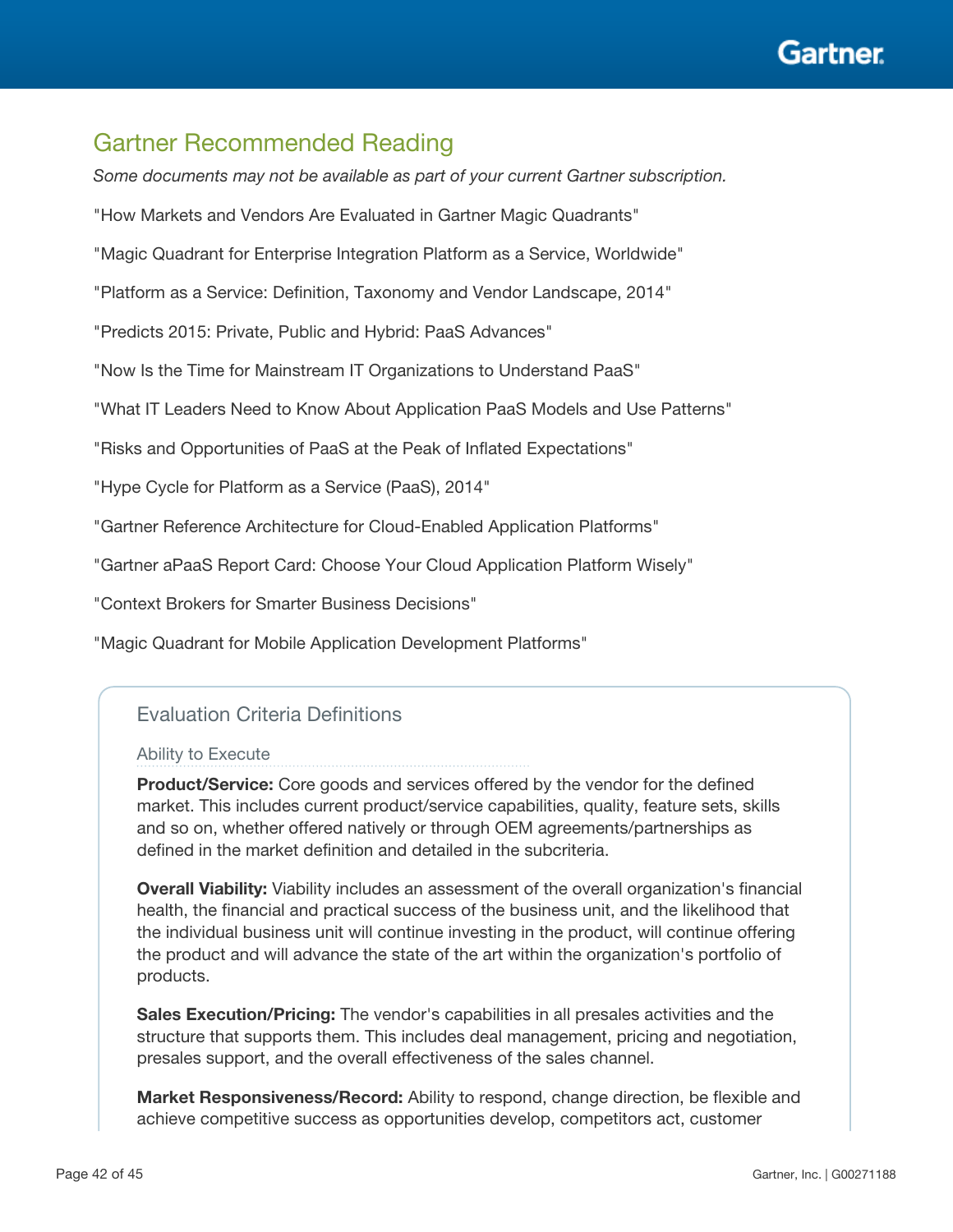## Gartner Recommended Reading

*Some documents may not be available as part of your current Gartner subscription.*

"How Markets and Vendors Are Evaluated in Gartner Magic Quadrants"

"Magic Quadrant for Enterprise Integration Platform as a Service, Worldwide"

"Platform as a Service: Definition, Taxonomy and Vendor Landscape, 2014"

"Predicts 2015: Private, Public and Hybrid: PaaS Advances"

"Now Is the Time for Mainstream IT Organizations to Understand PaaS"

"What IT Leaders Need to Know About Application PaaS Models and Use Patterns"

"Risks and Opportunities of PaaS at the Peak of Inflated Expectations"

"Hype Cycle for Platform as a Service (PaaS), 2014"

"Gartner Reference Architecture for Cloud-Enabled Application Platforms"

"Gartner aPaaS Report Card: Choose Your Cloud Application Platform Wisely"

"Context Brokers for Smarter Business Decisions"

"Magic Quadrant for Mobile Application Development Platforms"

### Evaluation Criteria Definitions

#### Ability to Execute

**Product/Service:** Core goods and services offered by the vendor for the defined market. This includes current product/service capabilities, quality, feature sets, skills and so on, whether offered natively or through OEM agreements/partnerships as defined in the market definition and detailed in the subcriteria.

**Overall Viability:** Viability includes an assessment of the overall organization's financial health, the financial and practical success of the business unit, and the likelihood that the individual business unit will continue investing in the product, will continue offering the product and will advance the state of the art within the organization's portfolio of products.

**Sales Execution/Pricing:** The vendor's capabilities in all presales activities and the structure that supports them. This includes deal management, pricing and negotiation, presales support, and the overall effectiveness of the sales channel.

**Market Responsiveness/Record:** Ability to respond, change direction, be flexible and achieve competitive success as opportunities develop, competitors act, customer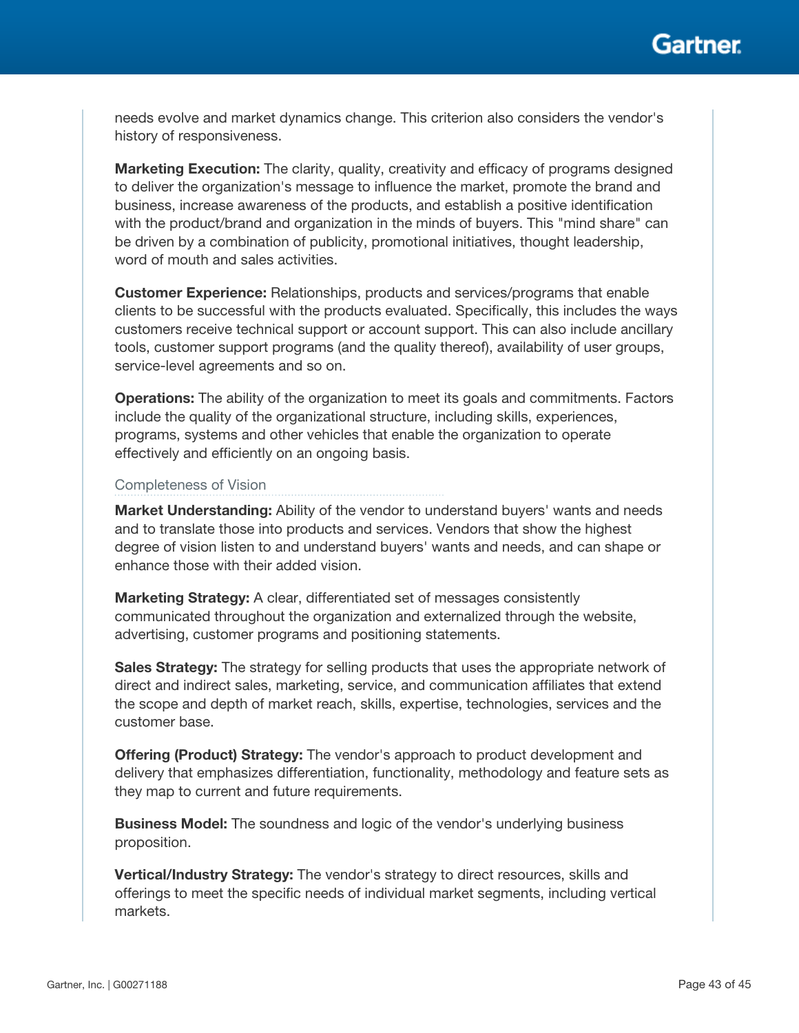needs evolve and market dynamics change. This criterion also considers the vendor's history of responsiveness.

**Marketing Execution:** The clarity, quality, creativity and efficacy of programs designed to deliver the organization's message to influence the market, promote the brand and business, increase awareness of the products, and establish a positive identification with the product/brand and organization in the minds of buyers. This "mind share" can be driven by a combination of publicity, promotional initiatives, thought leadership, word of mouth and sales activities.

**Customer Experience:** Relationships, products and services/programs that enable clients to be successful with the products evaluated. Specifically, this includes the ways customers receive technical support or account support. This can also include ancillary tools, customer support programs (and the quality thereof), availability of user groups, service-level agreements and so on.

**Operations:** The ability of the organization to meet its goals and commitments. Factors include the quality of the organizational structure, including skills, experiences, programs, systems and other vehicles that enable the organization to operate effectively and efficiently on an ongoing basis.

### Completeness of Vision

**Market Understanding:** Ability of the vendor to understand buyers' wants and needs and to translate those into products and services. Vendors that show the highest degree of vision listen to and understand buyers' wants and needs, and can shape or enhance those with their added vision.

**Marketing Strategy:** A clear, differentiated set of messages consistently communicated throughout the organization and externalized through the website, advertising, customer programs and positioning statements.

**Sales Strategy:** The strategy for selling products that uses the appropriate network of direct and indirect sales, marketing, service, and communication affiliates that extend the scope and depth of market reach, skills, expertise, technologies, services and the customer base.

**Offering (Product) Strategy:** The vendor's approach to product development and delivery that emphasizes differentiation, functionality, methodology and feature sets as they map to current and future requirements.

**Business Model:** The soundness and logic of the vendor's underlying business proposition.

**Vertical/Industry Strategy:** The vendor's strategy to direct resources, skills and offerings to meet the specific needs of individual market segments, including vertical markets.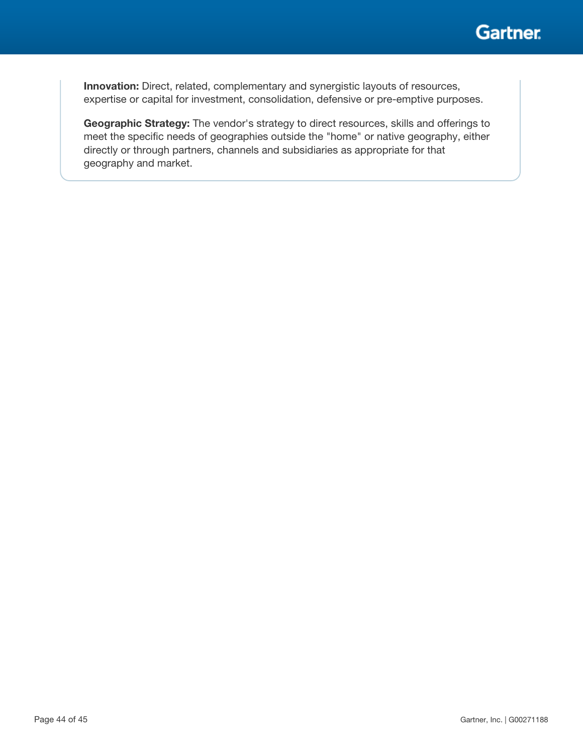**Innovation:** Direct, related, complementary and synergistic layouts of resources, expertise or capital for investment, consolidation, defensive or pre-emptive purposes.

**Geographic Strategy:** The vendor's strategy to direct resources, skills and offerings to meet the specific needs of geographies outside the "home" or native geography, either directly or through partners, channels and subsidiaries as appropriate for that geography and market.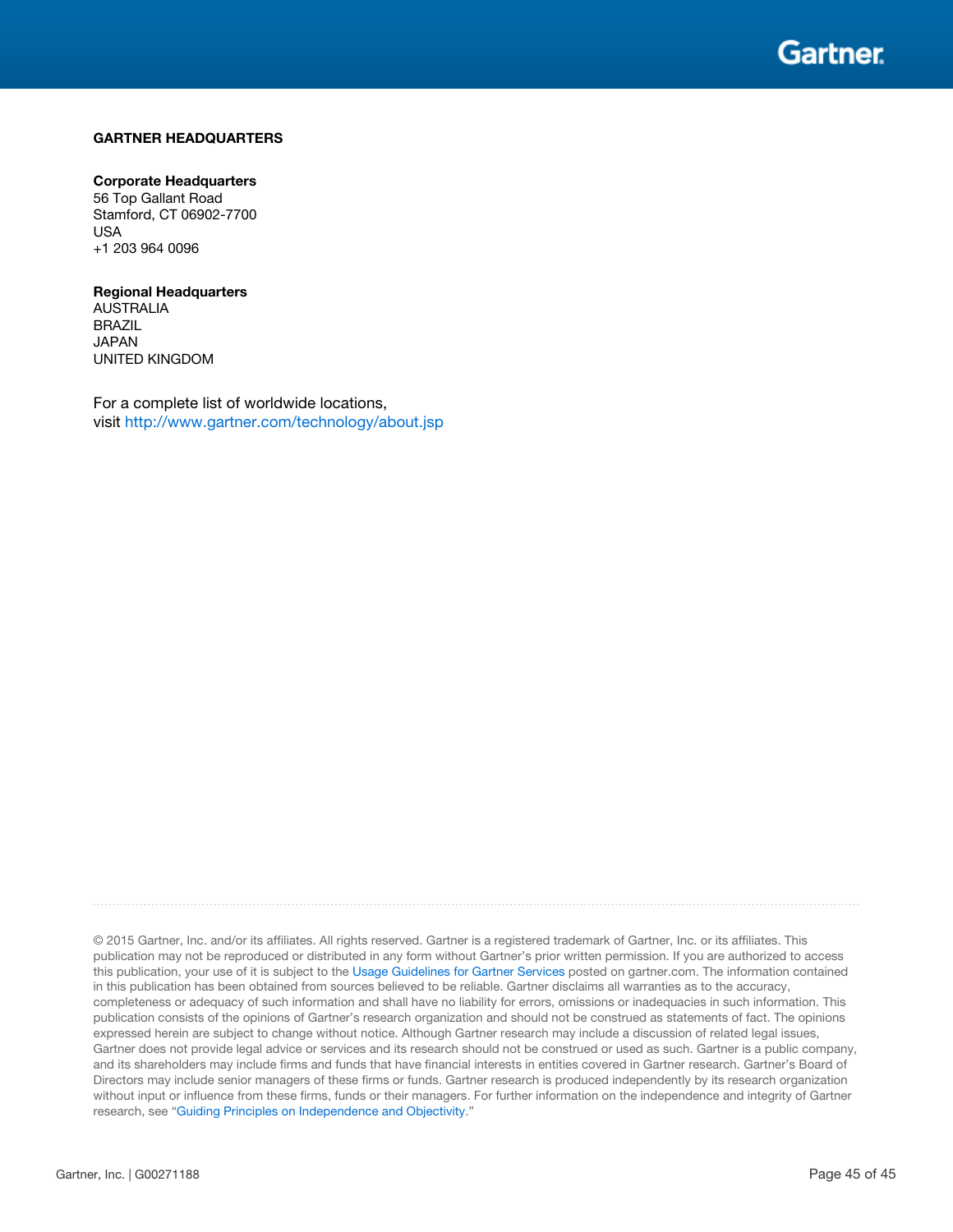## GARTNER HEADQUARTERS

**Corporate Headquarters**
56 Top Gallant Road
Stamford, CT 06902-7700
USA
+1 203 964 0096

**Regional Headquarters**
AUSTRALIA
BRAZIL
JAPAN
UNITED KINGDOM

For a complete list of worldwide locations,
visit http://www.gartner.com/technology/about.jsp

© 2015 Gartner, Inc. and/or its affiliates. All rights reserved. Gartner is a registered trademark of Gartner, Inc. or its affiliates. This publication may not be reproduced or distributed in any form without Gartner's prior written permission. If you are authorized to access this publication, your use of it is subject to the Usage Guidelines for Gartner Services posted on gartner.com. The information contained in this publication has been obtained from sources believed to be reliable. Gartner disclaims all warranties as to the accuracy, completeness or adequacy of such information and shall have no liability for errors, omissions or inadequacies in such information. This publication consists of the opinions of Gartner's research organization and should not be construed as statements of fact. The opinions expressed herein are subject to change without notice. Although Gartner research may include a discussion of related legal issues, Gartner does not provide legal advice or services and its research should not be construed or used as such. Gartner is a public company, and its shareholders may include firms and funds that have financial interests in entities covered in Gartner research. Gartner's Board of Directors may include senior managers of these firms or funds. Gartner research is produced independently by its research organization without input or influence from these firms, funds or their managers. For further information on the independence and integrity of Gartner research, see "Guiding Principles on Independence and Objectivity."